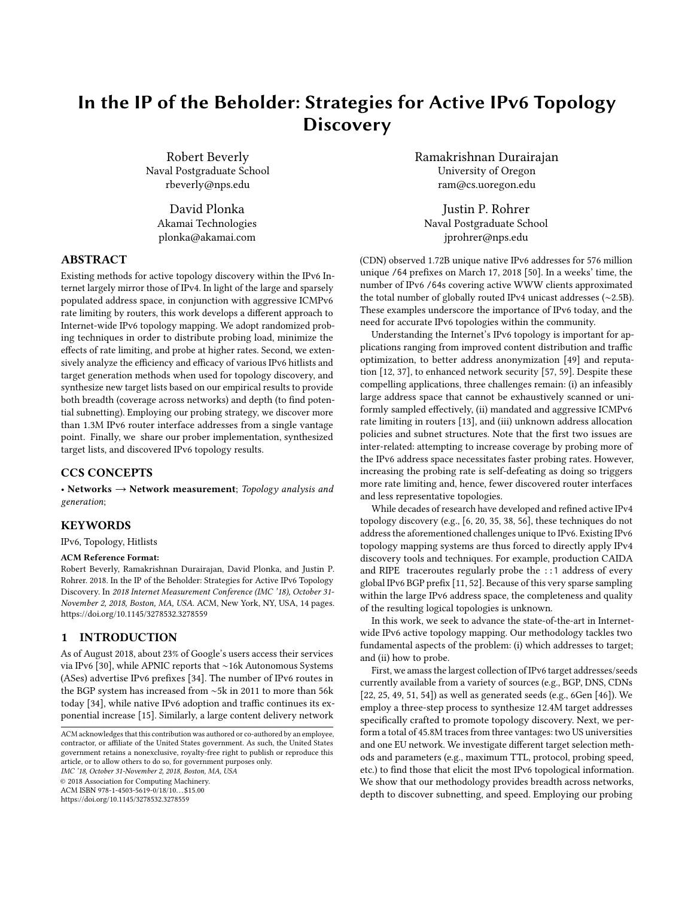# In the IP of the Beholder: Strategies for Active IPv6 Topology Discovery

Robert Beverly
Naval Postgraduate School
rbeverly@nps.edu

Ramakrishnan Durairajan
University of Oregon
ram@cs.uoregon.edu

David Plonka
Akamai Technologies
plonka@akamai.com

Justin P. Rohrer
Naval Postgraduate School
jprohrer@nps.edu

## ABSTRACT

Existing methods for active topology discovery within the IPv6 Internet largely mirror those of IPv4. In light of the large and sparsely populated address space, in conjunction with aggressive ICMPv6 rate limiting by routers, this work develops a different approach to Internet-wide IPv6 topology mapping. We adopt randomized probing techniques in order to distribute probing load, minimize the effects of rate limiting, and probe at higher rates. Second, we extensively analyze the efficiency and efficacy of various IPv6 hitlists and target generation methods when used for topology discovery, and synthesize new target lists based on our empirical results to provide both breadth (coverage across networks) and depth (to find potential subnetting). Employing our probing strategy, we discover more than 1.3M IPv6 router interface addresses from a single vantage point. Finally, we share our prober implementation, synthesized target lists, and discovered IPv6 topology results.

## CCS CONCEPTS

• **Networks → Network measurement**; *Topology analysis and generation*;

## KEYWORDS

IPv6, Topology, Hitlists

**ACM Reference Format:**
Robert Beverly, Ramakrishnan Durairajan, David Plonka, and Justin P. Rohrer. 2018. In the IP of the Beholder: Strategies for Active IPv6 Topology Discovery. In *2018 Internet Measurement Conference (IMC '18), October 31-November 2, 2018, Boston, MA, USA.* ACM, New York, NY, USA, 14 pages. https://doi.org/10.1145/3278532.3278559

## 1 INTRODUCTION

As of August 2018, about 23% of Google's users access their services via IPv6 [30], while APNIC reports that ~16k Autonomous Systems (ASes) advertise IPv6 prefixes [34]. The number of IPv6 routes in the BGP system has increased from ~5k in 2011 to more than 56k today [34], while native IPv6 adoption and traffic continues its exponential increase [15]. Similarly, a large content delivery network (CDN) observed 1.72B unique native IPv6 addresses for 576 million unique /64 prefixes on March 17, 2018 [50]. In a weeks' time, the number of IPv6 /64s covering active WWW clients approximated the total number of globally routed IPv4 unicast addresses (~2.5B). These examples underscore the importance of IPv6 today, and the need for accurate IPv6 topologies within the community.

Understanding the Internet's IPv6 topology is important for applications ranging from improved content distribution and traffic optimization, to better address anonymization [49] and reputation [12, 37], to enhanced network security [57, 59]. Despite these compelling applications, three challenges remain: (i) an infeasibly large address space that cannot be exhaustively scanned or uniformly sampled effectively, (ii) mandated and aggressive ICMPv6 rate limiting in routers [13], and (iii) unknown address allocation policies and subnet structures. Note that the first two issues are inter-related: attempting to increase coverage by probing more of the IPv6 address space necessitates faster probing rates. However, increasing the probing rate is self-defeating as doing so triggers more rate limiting and, hence, fewer discovered router interfaces and less representative topologies.

While decades of research have developed and refined active IPv4 topology discovery (e.g., [6, 20, 35, 38, 56], these techniques do not address the aforementioned challenges unique to IPv6. Existing IPv6 topology mapping systems are thus forced to directly apply IPv4 discovery tools and techniques. For example, production CAIDA and RIPE traceroutes regularly probe the `::1` address of every global IPv6 BGP prefix [11, 52]. Because of this very sparse sampling within the large IPv6 address space, the completeness and quality of the resulting logical topologies is unknown.

In this work, we seek to advance the state-of-the-art in Internet-wide IPv6 active topology mapping. Our methodology tackles two fundamental aspects of the problem: (i) which addresses to target; and (ii) how to probe.

First, we amass the largest collection of IPv6 target addresses/seeds currently available from a variety of sources (e.g., BGP, DNS, CDNs [22, 25, 49, 51, 54]) as well as generated seeds (e.g., 6Gen [46]). We employ a three-step process to synthesize 12.4M target addresses specifically crafted to promote topology discovery. Next, we perform a total of 45.8M traces from three vantages: two US universities and one EU network. We investigate different target selection methods and parameters (e.g., maximum TTL, protocol, probing speed, etc.) to find those that elicit the most IPv6 topological information. We show that our methodology provides breadth across networks, depth to discover subnetting, and speed. Employing our probing

ACM acknowledges that this contribution was authored or co-authored by an employee, contractor, or affiliate of the United States government. As such, the United States government retains a nonexclusive, royalty-free right to publish or reproduce this article, or to allow others to do so, for government purposes only.
*IMC '18, October 31-November 2, 2018, Boston, MA, USA*
© 2018 Association for Computing Machinery.
ACM ISBN 978-1-4503-5619-0/18/10...$15.00
https://doi.org/10.1145/3278532.3278559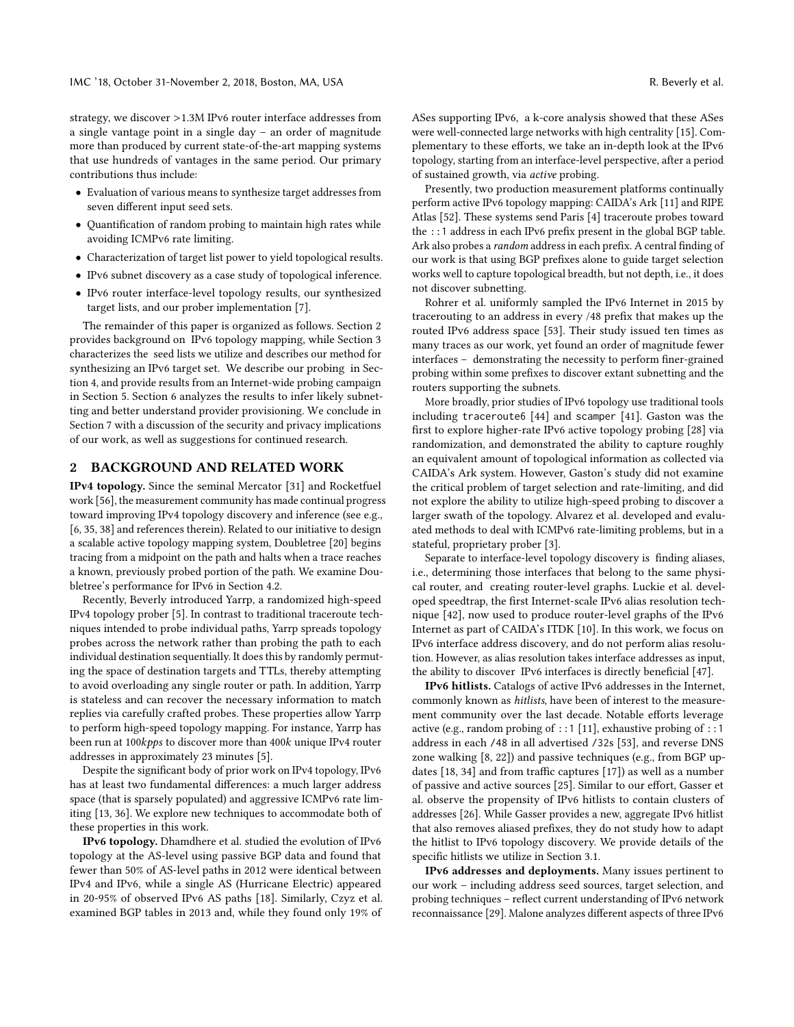strategy, we discover >1.3M IPv6 router interface addresses from a single vantage point in a single day – an order of magnitude more than produced by current state-of-the-art mapping systems that use hundreds of vantages in the same period. Our primary contributions thus include:

- Evaluation of various means to synthesize target addresses from seven different input seed sets.
- Quantification of random probing to maintain high rates while avoiding ICMPv6 rate limiting.
- Characterization of target list power to yield topological results.
- IPv6 subnet discovery as a case study of topological inference.
- IPv6 router interface-level topology results, our synthesized target lists, and our prober implementation [7].

The remainder of this paper is organized as follows. Section 2 provides background on IPv6 topology mapping, while Section 3 characterizes the seed lists we utilize and describes our method for synthesizing an IPv6 target set. We describe our probing in Section 4, and provide results from an Internet-wide probing campaign in Section 5. Section 6 analyzes the results to infer likely subnetting and better understand provider provisioning. We conclude in Section 7 with a discussion of the security and privacy implications of our work, as well as suggestions for continued research.

## 2 BACKGROUND AND RELATED WORK

**IPv4 topology.** Since the seminal Mercator [31] and Rocketfuel work [56], the measurement community has made continual progress toward improving IPv4 topology discovery and inference (see e.g., [6, 35, 38] and references therein). Related to our initiative to design a scalable active topology mapping system, Doubletree [20] begins tracing from a midpoint on the path and halts when a trace reaches a known, previously probed portion of the path. We examine Doubletree's performance for IPv6 in Section 4.2.

Recently, Beverly introduced Yarrp, a randomized high-speed IPv4 topology prober [5]. In contrast to traditional traceroute techniques intended to probe individual paths, Yarrp spreads topology probes across the network rather than probing the path to each individual destination sequentially. It does this by randomly permuting the space of destination targets and TTLs, thereby attempting to avoid overloading any single router or path. In addition, Yarrp is stateless and can recover the necessary information to match replies via carefully crafted probes. These properties allow Yarrp to perform high-speed topology mapping. For instance, Yarrp has been run at 100*kpps* to discover more than 400*k* unique IPv4 router addresses in approximately 23 minutes [5].

Despite the significant body of prior work on IPv4 topology, IPv6 has at least two fundamental differences: a much larger address space (that is sparsely populated) and aggressive ICMPv6 rate limiting [13, 36]. We explore new techniques to accommodate both of these properties in this work.

**IPv6 topology.** Dhamdhere et al. studied the evolution of IPv6 topology at the AS-level using passive BGP data and found that fewer than 50% of AS-level paths in 2012 were identical between IPv4 and IPv6, while a single AS (Hurricane Electric) appeared in 20-95% of observed IPv6 AS paths [18]. Similarly, Czyz et al. examined BGP tables in 2013 and, while they found only 19% of ASes supporting IPv6, a k-core analysis showed that these ASes were well-connected large networks with high centrality [15]. Complementary to these efforts, we take an in-depth look at the IPv6 topology, starting from an interface-level perspective, after a period of sustained growth, via *active* probing.

Presently, two production measurement platforms continually perform active IPv6 topology mapping: CAIDA's Ark [11] and RIPE Atlas [52]. These systems send Paris [4] traceroute probes toward the `::1` address in each IPv6 prefix present in the global BGP table. Ark also probes a *random* address in each prefix. A central finding of our work is that using BGP prefixes alone to guide target selection works well to capture topological breadth, but not depth, i.e., it does not discover subnetting.

Rohrer et al. uniformly sampled the IPv6 Internet in 2015 by tracerouting to an address in every /48 prefix that makes up the routed IPv6 address space [53]. Their study issued ten times as many traces as our work, yet found an order of magnitude fewer interfaces – demonstrating the necessity to perform finer-grained probing within some prefixes to discover extant subnetting and the routers supporting the subnets.

More broadly, prior studies of IPv6 topology use traditional tools including `traceroute6` [44] and `scamper` [41]. Gaston was the first to explore higher-rate IPv6 active topology probing [28] via randomization, and demonstrated the ability to capture roughly an equivalent amount of topological information as collected via CAIDA's Ark system. However, Gaston's study did not examine the critical problem of target selection and rate-limiting, and did not explore the ability to utilize high-speed probing to discover a larger swath of the topology. Alvarez et al. developed and evaluated methods to deal with ICMPv6 rate-limiting problems, but in a stateful, proprietary prober [3].

Separate to interface-level topology discovery is finding aliases, i.e., determining those interfaces that belong to the same physical router, and creating router-level graphs. Luckie et al. developed speedtrap, the first Internet-scale IPv6 alias resolution technique [42], now used to produce router-level graphs of the IPv6 Internet as part of CAIDA's ITDK [10]. In this work, we focus on IPv6 interface address discovery, and do not perform alias resolution. However, as alias resolution takes interface addresses as input, the ability to discover IPv6 interfaces is directly beneficial [47].

**IPv6 hitlists.** Catalogs of active IPv6 addresses in the Internet, commonly known as *hitlists*, have been of interest to the measurement community over the last decade. Notable efforts leverage active (e.g., random probing of `::1` [11], exhaustive probing of `::1` address in each `/48` in all advertised `/32`s [53], and reverse DNS zone walking [8, 22]) and passive techniques (e.g., from BGP updates [18, 34] and from traffic captures [17]) as well as a number of passive and active sources [25]. Similar to our effort, Gasser et al. observe the propensity of IPv6 hitlists to contain clusters of addresses [26]. While Gasser provides a new, aggregate IPv6 hitlist that also removes aliased prefixes, they do not study how to adapt the hitlist to IPv6 topology discovery. We provide details of the specific hitlists we utilize in Section 3.1.

**IPv6 addresses and deployments.** Many issues pertinent to our work – including address seed sources, target selection, and probing techniques – reflect current understanding of IPv6 network reconnaissance [29]. Malone analyzes different aspects of three IPv6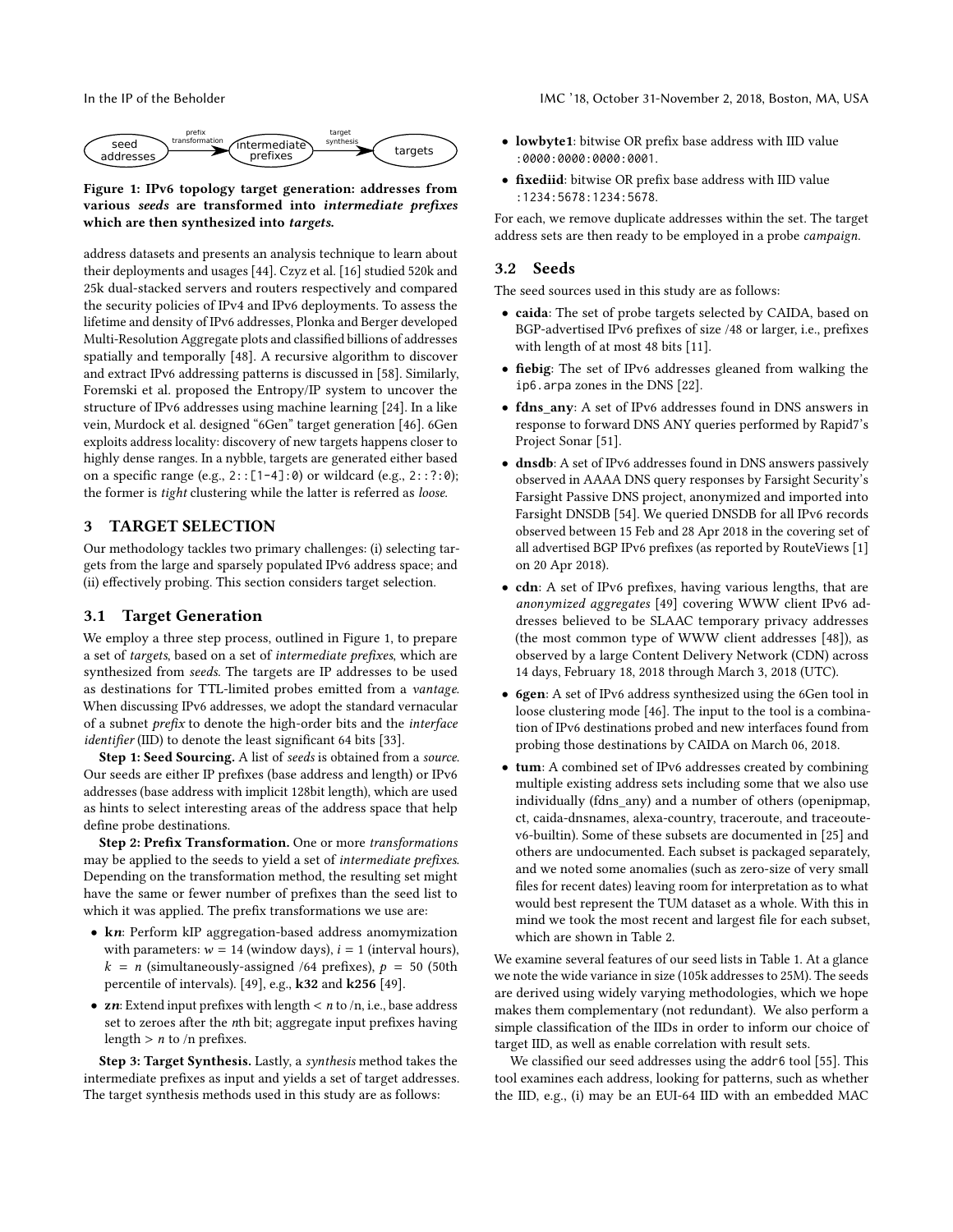Figure 1: IPv6 topology target generation: addresses from various *seeds* are transformed into *intermediate prefixes* which are then synthesized into *targets*.

address datasets and presents an analysis technique to learn about their deployments and usages [44]. Czyz et al. [16] studied 520k and 25k dual-stacked servers and routers respectively and compared the security policies of IPv4 and IPv6 deployments. To assess the lifetime and density of IPv6 addresses, Plonka and Berger developed Multi-Resolution Aggregate plots and classified billions of addresses spatially and temporally [48]. A recursive algorithm to discover and extract IPv6 addressing patterns is discussed in [58]. Similarly, Foremski et al. proposed the Entropy/IP system to uncover the structure of IPv6 addresses using machine learning [24]. In a like vein, Murdock et al. designed "6Gen" target generation [46]. 6Gen exploits address locality: discovery of new targets happens closer to highly dense ranges. In a nybble, targets are generated either based on a specific range (e.g., `2::[1-4]:0`) or wildcard (e.g., `2::?:0`); the former is *tight* clustering while the latter is referred as *loose*.

## 3 TARGET SELECTION

Our methodology tackles two primary challenges: (i) selecting targets from the large and sparsely populated IPv6 address space; and (ii) effectively probing. This section considers target selection.

### 3.1 Target Generation

We employ a three step process, outlined in Figure 1, to prepare a set of *targets*, based on a set of *intermediate prefixes*, which are synthesized from *seeds*. The targets are IP addresses to be used as destinations for TTL-limited probes emitted from a *vantage*. When discussing IPv6 addresses, we adopt the standard vernacular of a subnet *prefix* to denote the high-order bits and the *interface identifier* (IID) to denote the least significant 64 bits [33].

**Step 1: Seed Sourcing.** A list of *seeds* is obtained from a *source*. Our seeds are either IP prefixes (base address and length) or IPv6 addresses (base address with implicit 128bit length), which are used as hints to select interesting areas of the address space that help define probe destinations.

**Step 2: Prefix Transformation.** One or more *transformations* may be applied to the seeds to yield a set of *intermediate prefixes*. Depending on the transformation method, the resulting set might have the same or fewer number of prefixes than the seed list to which it was applied. The prefix transformations we use are:

- **k*n***: Perform kIP aggregation-based address anonymization with parameters: $w = 14$ (window days), $i = 1$ (interval hours), $k = n$ (simultaneously-assigned /64 prefixes), $p = 50$ (50th percentile of intervals). [49], e.g., **k32** and **k256** [49].
- **z*n***: Extend input prefixes with length < $n$ to /n, i.e., base address set to zeroes after the $n$th bit; aggregate input prefixes having length > $n$ to /n prefixes.

**Step 3: Target Synthesis.** Lastly, a *synthesis* method takes the intermediate prefixes as input and yields a set of target addresses. The target synthesis methods used in this study are as follows:

- **lowbyte1**: bitwise OR prefix base address with IID value `:0000:0000:0000:0001`.
- **fixediid**: bitwise OR prefix base address with IID value `:1234:5678:1234:5678`.

For each, we remove duplicate addresses within the set. The target address sets are then ready to be employed in a probe *campaign*.

### 3.2 Seeds

The seed sources used in this study are as follows:

- **caida**: The set of probe targets selected by CAIDA, based on BGP-advertised IPv6 prefixes of size /48 or larger, i.e., prefixes with length of at most 48 bits [11].
- **fiebig**: The set of IPv6 addresses gleaned from walking the `ip6.arpa` zones in the DNS [22].
- **fdns_any**: A set of IPv6 addresses found in DNS answers in response to forward DNS ANY queries performed by Rapid7's Project Sonar [51].
- **dnsdb**: A set of IPv6 addresses found in DNS answers passively observed in AAAA DNS query responses by Farsight Security's Farsight Passive DNS project, anonymized and imported into Farsight DNSDB [54]. We queried DNSDB for all IPv6 records observed between 15 Feb and 28 Apr 2018 in the covering set of all advertised BGP IPv6 prefixes (as reported by RouteViews [1] on 20 Apr 2018).
- **cdn**: A set of IPv6 prefixes, having various lengths, that are *anonymized aggregates* [49] covering WWW client IPv6 addresses believed to be SLAAC temporary privacy addresses (the most common type of WWW client addresses [48]), as observed by a large Content Delivery Network (CDN) across 14 days, February 18, 2018 through March 3, 2018 (UTC).
- **6gen**: A set of IPv6 address synthesized using the 6Gen tool in loose clustering mode [46]. The input to the tool is a combination of IPv6 destinations probed and new interfaces found from probing those destinations by CAIDA on March 06, 2018.
- **tum**: A combined set of IPv6 addresses created by combining multiple existing address sets including some that we also use individually (fdns_any) and a number of others (openipmap, ct, caida-dnsnames, alexa-country, traceroute, and traceoute-v6-builtin). Some of these subsets are documented in [25] and others are undocumented. Each subset is packaged separately, and we noted some anomalies (such as zero-size of very small files for recent dates) leaving room for interpretation as to what would best represent the TUM dataset as a whole. With this in mind we took the most recent and largest file for each subset, which are shown in Table 2.

We examine several features of our seed lists in Table 1. At a glance we note the wide variance in size (105k addresses to 25M). The seeds are derived using widely varying methodologies, which we hope makes them complementary (not redundant). We also perform a simple classification of the IIDs in order to inform our choice of target IID, as well as enable correlation with result sets.

We classified our seed addresses using the `addr6` tool [55]. This tool examines each address, looking for patterns, such as whether the IID, e.g., (i) may be an EUI-64 IID with an embedded MAC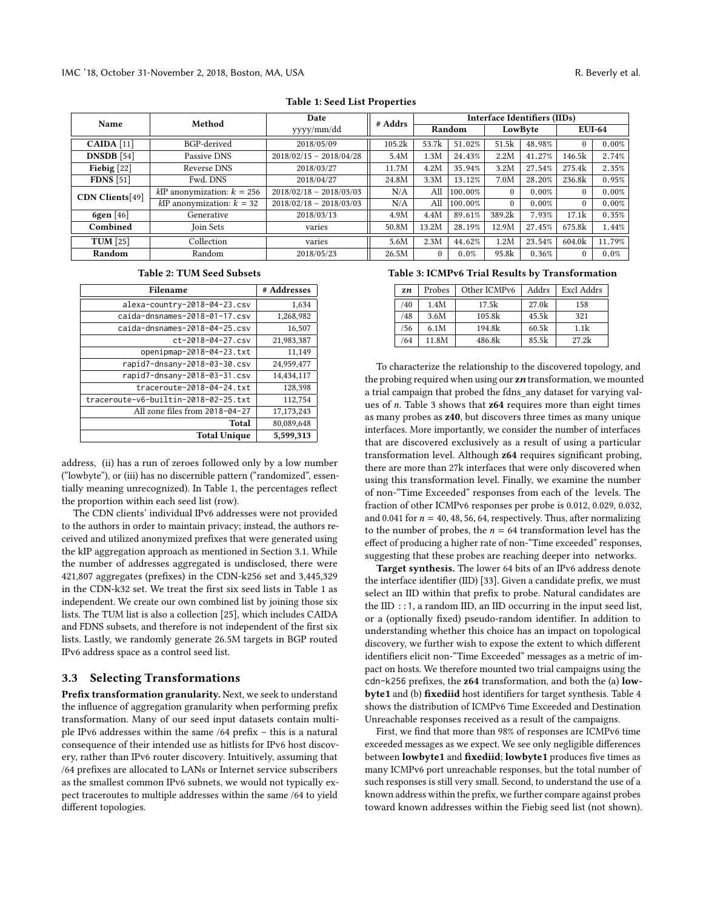**Table 1: Seed List Properties**

| Name | Method | Date yyyy/mm/dd | # Addrs | Interface Identifiers (IIDs) | | | | | |
|---|---|---|---|---|---|---|---|---|---|
| | | | | Random | | LowByte | | EUI-64 | |
| **CAIDA** [11] | BGP-derived | 2018/05/09 | 105.2k | 53.7k | 51.02% | 51.5k | 48.98% | 0 | 0.00% |
| **DNSDB** [54] | Passive DNS | 2018/02/15 – 2018/04/28 | 5.4M | 1.3M | 24.43% | 2.2M | 41.27% | 146.5k | 2.74% |
| **Fiebig** [22] | Reverse DNS | 2018/03/27 | 11.7M | 4.2M | 35.94% | 3.2M | 27.54% | 275.4k | 2.35% |
| **FDNS** [51] | Fwd. DNS | 2018/04/27 | 24.8M | 3.3M | 13.12% | 7.0M | 28.20% | 236.8k | 0.95% |
| **CDN Clients**[49] | kIP anonymization: $k = 256$ | 2018/02/18 – 2018/03/03 | N/A | All | 100.00% | 0 | 0.00% | 0 | 0.00% |
| | kIP anonymization: $k = 32$ | 2018/02/18 – 2018/03/03 | N/A | All | 100.00% | 0 | 0.00% | 0 | 0.00% |
| **6gen** [46] | Generative | 2018/03/13 | 4.9M | 4.4M | 89.61% | 389.2k | 7.93% | 17.1k | 0.35% |
| **Combined** | Join Sets | varies | 50.8M | 13.2M | 28.19% | 12.9M | 27.45% | 675.8k | 1.44% |
| **TUM** [25] | Collection | varies | 5.6M | 2.3M | 44.62% | 1.2M | 23.54% | 604.0k | 11.79% |
| **Random** | Random | 2018/05/23 | 26.5M | 0 | 0.0% | 95.8k | 0.36% | 0 | 0.0% |

**Table 2: TUM Seed Subsets**

| Filename | # Addresses |
|---|---|
| alexa-country-2018-04-23.csv | 1,634 |
| caida-dnsnames-2018-01-17.csv | 1,268,982 |
| caida-dnsnames-2018-04-25.csv | 16,507 |
| ct-2018-04-27.csv | 21,983,387 |
| openipmap-2018-04-23.txt | 11,149 |
| rapid7-dnsany-2018-03-30.csv | 24,959,477 |
| rapid7-dnsany-2018-03-31.csv | 14,434,117 |
| traceroute-2018-04-24.txt | 128,398 |
| traceroute-v6-builtin-2018-02-25.txt | 112,754 |
| All zone files from 2018-04-27 | 17,173,243 |
| **Total** | 80,089,648 |
| **Total Unique** | 5,599,313 |

address, (ii) has a run of zeroes followed only by a low number ("lowbyte"), or (iii) has no discernible pattern ("randomized", essentially meaning unrecognized). In Table 1, the percentages reflect the proportion within each seed list (row).

The CDN clients' individual IPv6 addresses were not provided to the authors in order to maintain privacy; instead, the authors received and utilized anonymized prefixes that were generated using the kIP aggregation approach as mentioned in Section 3.1. While the number of addresses aggregated is undisclosed, there were 421,807 aggregates (prefixes) in the CDN-k256 set and 3,445,329 in the CDN-k32 set. We treat the first six seed lists in Table 1 as independent. We create our own combined list by joining those six lists. The TUM list is also a collection [25], which includes CAIDA and FDNS subsets, and therefore is not independent of the first six lists. Lastly, we randomly generate 26.5M targets in BGP routed IPv6 address space as a control seed list.

### 3.3 Selecting Transformations

**Prefix transformation granularity.** Next, we seek to understand the influence of aggregation granularity when performing prefix transformation. Many of our seed input datasets contain multiple IPv6 addresses within the same /64 prefix – this is a natural consequence of their intended use as hitlists for IPv6 host discovery, rather than IPv6 router discovery. Intuitively, assuming that /64 prefixes are allocated to LANs or Internet service subscribers as the smallest common IPv6 subnets, we would not typically expect traceroutes to multiple addresses within the same /64 to yield different topologies.

**Table 3: ICMPv6 Trial Results by Transformation**

| *zn* | Probes | Other ICMPv6 | Addrs | Excl Addrs |
|---|---|---|---|---|
| /40 | 1.4M | 17.5k | 27.0k | 158 |
| /48 | 3.6M | 105.8k | 45.5k | 321 |
| /56 | 6.1M | 194.8k | 60.5k | 1.1k |
| /64 | 11.8M | 486.8k | 85.5k | 27.2k |

To characterize the relationship to the discovered topology, and the probing required when using our ***zn*** transformation, we mounted a trial campaign that probed the fdns_any dataset for varying values of $n$. Table 3 shows that **z64** requires more than eight times as many probes as **z40**, but discovers three times as many unique interfaces. More importantly, we consider the number of interfaces that are discovered exclusively as a result of using a particular transformation level. Although **z64** requires significant probing, there are more than 27k interfaces that were only discovered when using this transformation level. Finally, we examine the number of non-"Time Exceeded" responses from each of the levels. The fraction of other ICMPv6 responses per probe is 0.012, 0.029, 0.032, and 0.041 for $n = 40, 48, 56, 64$, respectively. Thus, after normalizing to the number of probes, the $n = 64$ transformation level has the effect of producing a higher rate of non-"Time exceeded" responses, suggesting that these probes are reaching deeper into networks.

**Target synthesis.** The lower 64 bits of an IPv6 address denote the interface identifier (IID) [33]. Given a candidate prefix, we must select an IID within that prefix to probe. Natural candidates are the IID `::1`, a random IID, an IID occurring in the input seed list, or a (optionally fixed) pseudo-random identifier. In addition to understanding whether this choice has an impact on topological discovery, we further wish to expose the extent to which different identifiers elicit non-"Time Exceeded" messages as a metric of impact on hosts. We therefore mounted two trial campaigns using the `cdn-k256` prefixes, the **z64** transformation, and both the (a) **lowbyte1** and (b) **fixediid** host identifiers for target synthesis. Table 4 shows the distribution of ICMPv6 Time Exceeded and Destination Unreachable responses received as a result of the campaigns.

First, we find that more than 98% of responses are ICMPv6 time exceeded messages as we expect. We see only negligible differences between **lowbyte1** and **fixediid**; **lowbyte1** produces five times as many ICMPv6 port unreachable responses, but the total number of such responses is still very small. Second, to understand the use of a known address within the prefix, we further compare against probes toward known addresses within the Fiebig seed list (not shown).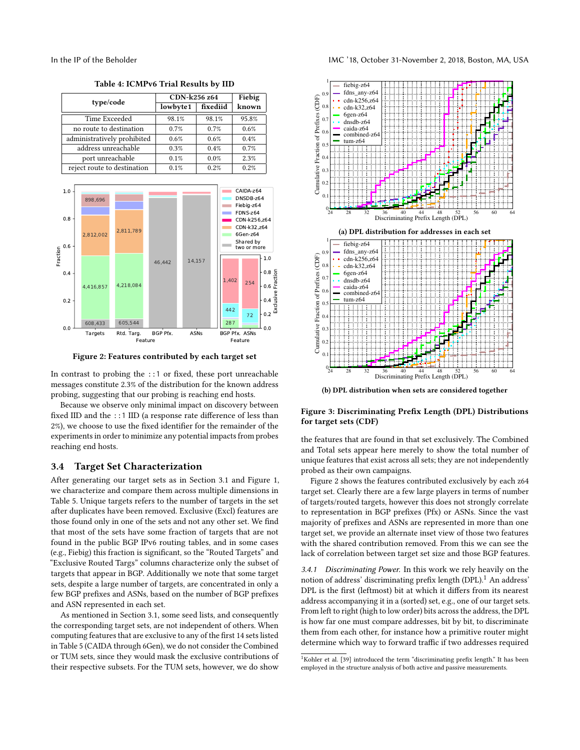Table 4: ICMPv6 Trial Results by IID

| type/code | CDN-k256 z64 | | Fiebig |
|---|---|---|---|
| | lowbyte1 | fixediid | known |
| Time Exceeded | 98.1% | 98.1% | 95.8% |
| no route to destination | 0.7% | 0.7% | 0.6% |
| administratively prohibited | 0.6% | 0.6% | 0.4% |
| address unreachable | 0.3% | 0.4% | 0.7% |
| port unreachable | 0.1% | 0.0% | 2.3% |
| reject route to destination | 0.1% | 0.2% | 0.2% |

Figure 2: Features contributed by each target set

In contrast to probing the ::1 or fixed, these port unreachable messages constitute 2.3% of the distribution for the known address probing, suggesting that our probing is reaching end hosts.

Because we observe only minimal impact on discovery between fixed IID and the ::1 IID (a response rate difference of less than 2%), we choose to use the fixed identifier for the remainder of the experiments in order to minimize any potential impacts from probes reaching end hosts.

## 3.4 Target Set Characterization

After generating our target sets as in Section 3.1 and Figure 1, we characterize and compare them across multiple dimensions in Table 5. Unique targets refers to the number of targets in the set after duplicates have been removed. Exclusive (Excl) features are those found only in one of the sets and not any other set. We find that most of the sets have some fraction of targets that are not found in the public BGP IPv6 routing tables, and in some cases (e.g., Fiebig) this fraction is significant, so the "Routed Targets" and "Exclusive Routed Targs" columns characterize only the subset of targets that appear in BGP. Additionally we note that some target sets, despite a large number of targets, are concentrated in only a few BGP prefixes and ASNs, based on the number of BGP prefixes and ASN represented in each set.

As mentioned in Section 3.1, some seed lists, and consequently the corresponding target sets, are not independent of others. When computing features that are exclusive to any of the first 14 sets listed in Table 5 (CAIDA through 6Gen), we do not consider the Combined or TUM sets, since they would mask the exclusive contributions of their respective subsets. For the TUM sets, however, we do show the features that are found in that set exclusively. The Combined and Total sets appear here merely to show the total number of unique features that exist across all sets; they are not independently probed as their own campaigns.

(a) DPL distribution for addresses in each set

(b) DPL distribution when sets are considered together

Figure 3: Discriminating Prefix Length (DPL) Distributions for target sets (CDF)

Figure 2 shows the features contributed exclusively by each z64 target set. Clearly there are a few large players in terms of number of targets/routed targets, however this does not strongly correlate to representation in BGP prefixes (Pfx) or ASNs. Since the vast majority of prefixes and ASNs are represented in more than one target set, we provide an alternate inset view of those two features with the shared contribution removed. From this we can see the lack of correlation between target set size and those BGP features.

### 3.4.1 *Discriminating Power.*

In this work we rely heavily on the notion of address' discriminating prefix length (DPL).[1] An address' DPL is the first (leftmost) bit at which it differs from its nearest address accompanying it in a (sorted) set, e.g., one of our target sets. From left to right (high to low order) bits across the address, the DPL is how far one must compare addresses, bit by bit, to discriminate them from each other, for instance how a primitive router might determine which way to forward traffic if two addresses required

[1] Kohler et al. [39] introduced the term "discriminating prefix length." It has been employed in the structure analysis of both active and passive measurements.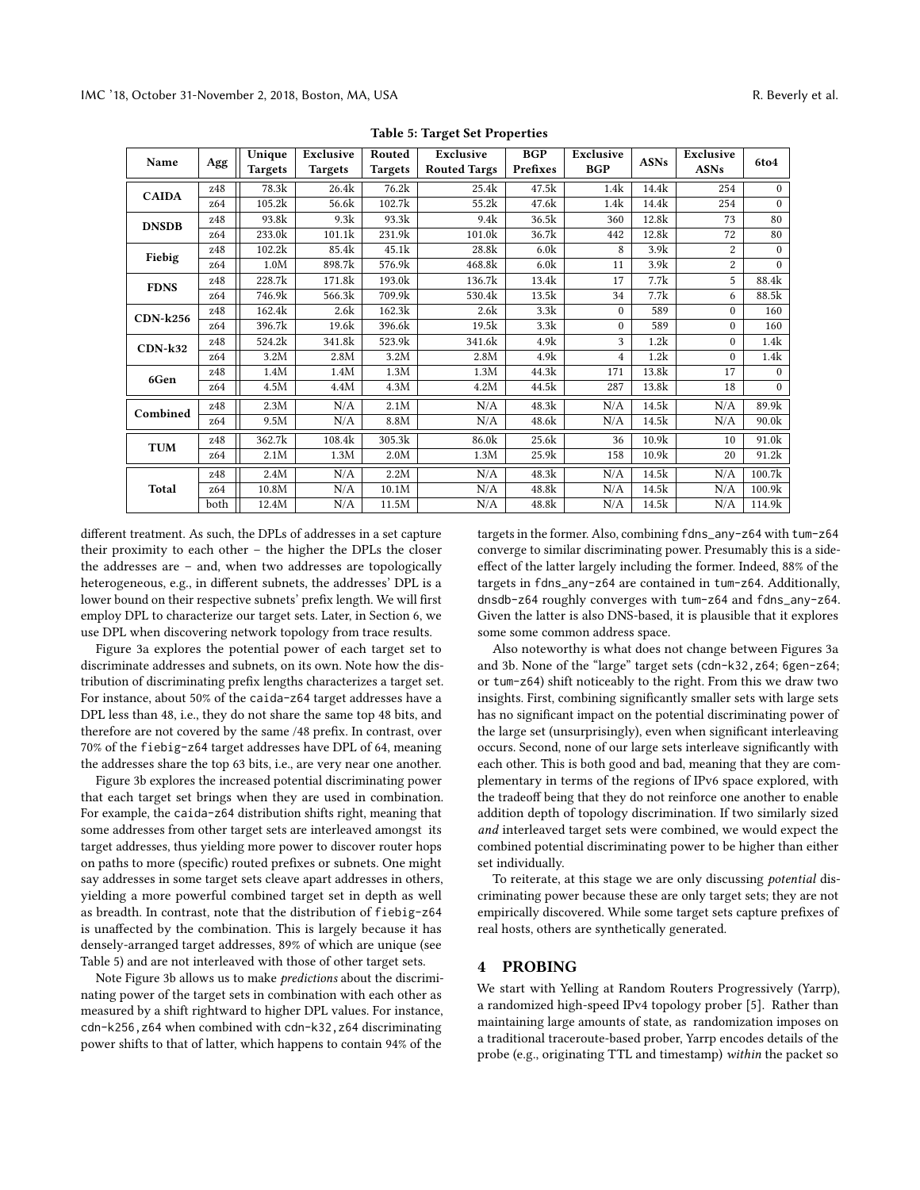**Table 5: Target Set Properties**

| Name | Agg | Unique Targets | Exclusive Targets | Routed Targets | Exclusive Routed Targs | BGP Prefixes | Exclusive BGP | ASNs | Exclusive ASNs | 6to4 |
|---|---|---|---|---|---|---|---|---|---|---|
| CAIDA | z48 | 78.3k | 26.4k | 76.2k | 25.4k | 47.5k | 1.4k | 14.4k | 254 | 0 |
| | z64 | 105.2k | 56.6k | 102.7k | 55.2k | 47.6k | 1.4k | 14.4k | 254 | 0 |
| DNSDB | z48 | 93.8k | 9.3k | 93.3k | 9.4k | 36.5k | 360 | 12.8k | 73 | 80 |
| | z64 | 233.0k | 101.1k | 231.9k | 101.0k | 36.7k | 442 | 12.8k | 72 | 80 |
| Fiebig | z48 | 102.2k | 85.4k | 45.1k | 28.8k | 6.0k | 8 | 3.9k | 2 | 0 |
| | z64 | 1.0M | 898.7k | 576.9k | 468.8k | 6.0k | 11 | 3.9k | 2 | 0 |
| FDNS | z48 | 228.7k | 171.8k | 193.0k | 136.7k | 13.4k | 17 | 7.7k | 5 | 88.4k |
| | z64 | 746.9k | 566.3k | 709.9k | 530.4k | 13.5k | 34 | 7.7k | 6 | 88.5k |
| CDN-k256 | z48 | 162.4k | 2.6k | 162.3k | 2.6k | 3.3k | 0 | 589 | 0 | 160 |
| | z64 | 396.7k | 19.6k | 396.6k | 19.5k | 3.3k | 0 | 589 | 0 | 160 |
| CDN-k32 | z48 | 524.2k | 341.8k | 523.9k | 341.6k | 4.9k | 3 | 1.2k | 0 | 1.4k |
| | z64 | 3.2M | 2.8M | 3.2M | 2.8M | 4.9k | 4 | 1.2k | 0 | 1.4k |
| 6Gen | z48 | 1.4M | 1.4M | 1.3M | 1.3M | 44.3k | 171 | 13.8k | 17 | 0 |
| | z64 | 4.5M | 4.4M | 4.3M | 4.2M | 44.5k | 287 | 13.8k | 18 | 0 |
| Combined | z48 | 2.3M | N/A | 2.1M | N/A | 48.3k | N/A | 14.5k | N/A | 89.9k |
| | z64 | 9.5M | N/A | 8.8M | N/A | 48.6k | N/A | 14.5k | N/A | 90.0k |
| TUM | z48 | 362.7k | 108.4k | 305.3k | 86.0k | 25.6k | 36 | 10.9k | 10 | 91.0k |
| | z64 | 2.1M | 1.3M | 2.0M | 1.3M | 25.9k | 158 | 10.9k | 20 | 91.2k |
| Total | z48 | 2.4M | N/A | 2.2M | N/A | 48.3k | N/A | 14.5k | N/A | 100.7k |
| | z64 | 10.8M | N/A | 10.1M | N/A | 48.8k | N/A | 14.5k | N/A | 100.9k |
| | both | 12.4M | N/A | 11.5M | N/A | 48.8k | N/A | 14.5k | N/A | 114.9k |

different treatment. As such, the DPLs of addresses in a set capture their proximity to each other – the higher the DPLs the closer the addresses are – and, when two addresses are topologically heterogeneous, e.g., in different subnets, the addresses' DPL is a lower bound on their respective subnets' prefix length. We will first employ DPL to characterize our target sets. Later, in Section 6, we use DPL when discovering network topology from trace results.

Figure 3a explores the potential power of each target set to discriminate addresses and subnets, on its own. Note how the distribution of discriminating prefix lengths characterizes a target set. For instance, about 50% of the `caida-z64` target addresses have a DPL less than 48, i.e., they do not share the same top 48 bits, and therefore are not covered by the same /48 prefix. In contrast, over 70% of the `fiebig-z64` target addresses have DPL of 64, meaning the addresses share the top 63 bits, i.e., are very near one another.

Figure 3b explores the increased potential discriminating power that each target set brings when they are used in combination. For example, the `caida-z64` distribution shifts right, meaning that some addresses from other target sets are interleaved amongst its target addresses, thus yielding more power to discover router hops on paths to more (specific) routed prefixes or subnets. One might say addresses in some target sets cleave apart addresses in others, yielding a more powerful combined target set in depth as well as breadth. In contrast, note that the distribution of `fiebig-z64` is unaffected by the combination. This is largely because it has densely-arranged target addresses, 89% of which are unique (see Table 5) and are not interleaved with those of other target sets.

Note Figure 3b allows us to make *predictions* about the discriminating power of the target sets in combination with each other as measured by a shift rightward to higher DPL values. For instance, `cdn-k256,z64` when combined with `cdn-k32,z64` discriminating power shifts to that of latter, which happens to contain 94% of the targets in the former. Also, combining `fdns_any-z64` with `tum-z64` converge to similar discriminating power. Presumably this is a side-effect of the latter largely including the former. Indeed, 88% of the targets in `fdns_any-z64` are contained in `tum-z64`. Additionally, `dnsdb-z64` roughly converges with `tum-z64` and `fdns_any-z64`. Given the latter is also DNS-based, it is plausible that it explores some some common address space.

Also noteworthy is what does not change between Figures 3a and 3b. None of the "large" target sets (`cdn-k32,z64`; `6gen-z64`; or `tum-z64`) shift noticeably to the right. From this we draw two insights. First, combining significantly smaller sets with large sets has no significant impact on the potential discriminating power of the large set (unsurprisingly), even when significant interleaving occurs. Second, none of our large sets interleave significantly with each other. This is both good and bad, meaning that they are complementary in terms of the regions of IPv6 space explored, with the tradeoff being that they do not reinforce one another to enable addition depth of topology discrimination. If two similarly sized *and* interleaved target sets were combined, we would expect the combined potential discriminating power to be higher than either set individually.

To reiterate, at this stage we are only discussing *potential* discriminating power because these are only target sets; they are not empirically discovered. While some target sets capture prefixes of real hosts, others are synthetically generated.

## 4 PROBING

We start with Yelling at Random Routers Progressively (Yarrp), a randomized high-speed IPv4 topology prober [5]. Rather than maintaining large amounts of state, as randomization imposes on a traditional traceroute-based prober, Yarrp encodes details of the probe (e.g., originating TTL and timestamp) *within* the packet so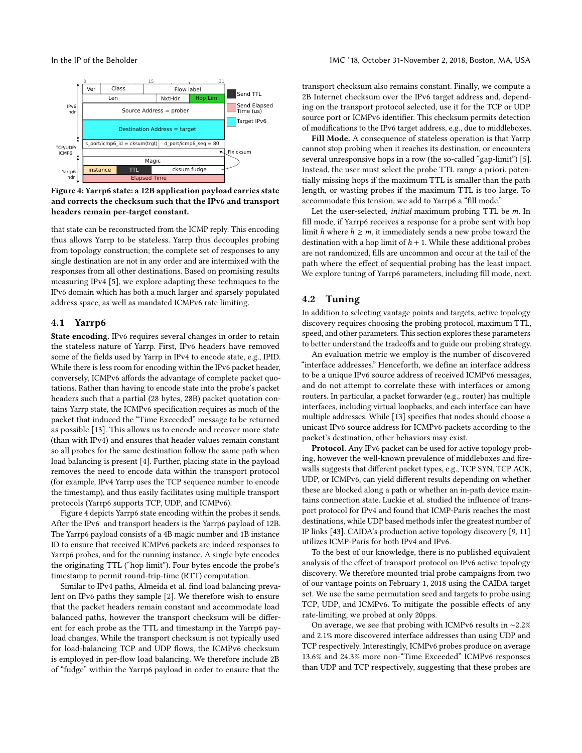Figure 4: Yarrp6 state: a 12B application payload carries state and corrects the checksum such that the IPv6 and transport headers remain per-target constant.

that state can be reconstructed from the ICMP reply. This encoding thus allows Yarrp to be stateless. Yarrp thus decouples probing from topology construction; the complete set of responses to any single destination are not in any order and are intermixed with the responses from all other destinations. Based on promising results measuring IPv4 [5], we explore adapting these techniques to the IPv6 domain which has both a much larger and sparsely populated address space, as well as mandated ICMPv6 rate limiting.

## 4.1 Yarrp6

**State encoding.** IPv6 requires several changes in order to retain the stateless nature of Yarrp. First, IPv6 headers have removed some of the fields used by Yarrp in IPv4 to encode state, e.g., IPID. While there is less room for encoding within the IPv6 packet header, conversely, ICMPv6 affords the advantage of complete packet quotations. Rather than having to encode state into the probe's packet headers such that a partial (28 bytes, 28B) packet quotation contains Yarrp state, the ICMPv6 specification requires as much of the packet that induced the "Time Exceeded" message to be returned as possible [13]. This allows us to encode and recover more state (than with IPv4) and ensures that header values remain constant so all probes for the same destination follow the same path when load balancing is present [4]. Further, placing state in the payload removes the need to encode data within the transport protocol (for example, IPv4 Yarrp uses the TCP sequence number to encode the timestamp), and thus easily facilitates using multiple transport protocols (Yarrp6 supports TCP, UDP, and ICMPv6).

Figure 4 depicts Yarrp6 state encoding within the probes it sends. After the IPv6 and transport headers is the Yarrp6 payload of 12B. The Yarrp6 payload consists of a 4B magic number and 1B instance ID to ensure that received ICMPv6 packets are indeed responses to Yarrp6 probes, and for the running instance. A single byte encodes the originating TTL ("hop limit"). Four bytes encode the probe's timestamp to permit round-trip-time (RTT) computation.

Similar to IPv4 paths, Almeida et al. find load balancing prevalent on IPv6 paths they sample [2]. We therefore wish to ensure that the packet headers remain constant and accommodate load balanced paths, however the transport checksum will be different for each probe as the TTL and timestamp in the Yarrp6 payload changes. While the transport checksum is not typically used for load-balancing TCP and UDP flows, the ICMPv6 checksum is employed in per-flow load balancing. We therefore include 2B of "fudge" within the Yarrp6 payload in order to ensure that the transport checksum also remains constant. Finally, we compute a 2B Internet checksum over the IPv6 target address and, depending on the transport protocol selected, use it for the TCP or UDP source port or ICMPv6 identifier. This checksum permits detection of modifications to the IPv6 target address, e.g., due to middleboxes.

**Fill Mode.** A consequence of stateless operation is that Yarrp cannot stop probing when it reaches its destination, or encounters several unresponsive hops in a row (the so-called "gap-limit") [5]. Instead, the user must select the probe TTL range a priori, potentially missing hops if the maximum TTL is smaller than the path length, or wasting probes if the maximum TTL is too large. To accommodate this tension, we add to Yarrp6 a "fill mode."

Let the user-selected, *initial* maximum probing TTL be $m$. In fill mode, if Yarrp6 receives a response for a probe sent with hop limit $h$ where $h \geq m$, it immediately sends a new probe toward the destination with a hop limit of $h + 1$. While these additional probes are not randomized, fills are uncommon and occur at the tail of the path where the effect of sequential probing has the least impact. We explore tuning of Yarrp6 parameters, including fill mode, next.

## 4.2 Tuning

In addition to selecting vantage points and targets, active topology discovery requires choosing the probing protocol, maximum TTL, speed, and other parameters. This section explores these parameters to better understand the tradeoffs and to guide our probing strategy.

An evaluation metric we employ is the number of discovered "interface addresses." Henceforth, we define an interface address to be a unique IPv6 source address of received ICMPv6 messages, and do not attempt to correlate these with interfaces or among routers. In particular, a packet forwarder (e.g., router) has multiple interfaces, including virtual loopbacks, and each interface can have multiple addresses. While [13] specifies that nodes should choose a unicast IPv6 source address for ICMPv6 packets according to the packet's destination, other behaviors may exist.

**Protocol.** Any IPv6 packet can be used for active topology probing, however the well-known prevalence of middleboxes and firewalls suggests that different packet types, e.g., TCP SYN, TCP ACK, UDP, or ICMPv6, can yield different results depending on whether these are blocked along a path or whether an in-path device maintains connection state. Luckie et al. studied the influence of transport protocol for IPv4 and found that ICMP-Paris reaches the most destinations, while UDP based methods infer the greatest number of IP links [43]. CAIDA's production active topology discovery [9, 11] utilizes ICMP-Paris for both IPv4 and IPv6.

To the best of our knowledge, there is no published equivalent analysis of the effect of transport protocol on IPv6 active topology discovery. We therefore mounted trial probe campaigns from two of our vantage points on February 1, 2018 using the CAIDA target set. We use the same permutation seed and targets to probe using TCP, UDP, and ICMPv6. To mitigate the possible effects of any rate-limiting, we probed at only 20pps.

On average, we see that probing with ICMPv6 results in ~2.2% and 2.1% more discovered interface addresses than using UDP and TCP respectively. Interestingly, ICMPv6 probes produce on average 13.6% and 24.3% more non-"Time Exceeded" ICMPv6 responses than UDP and TCP respectively, suggesting that these probes are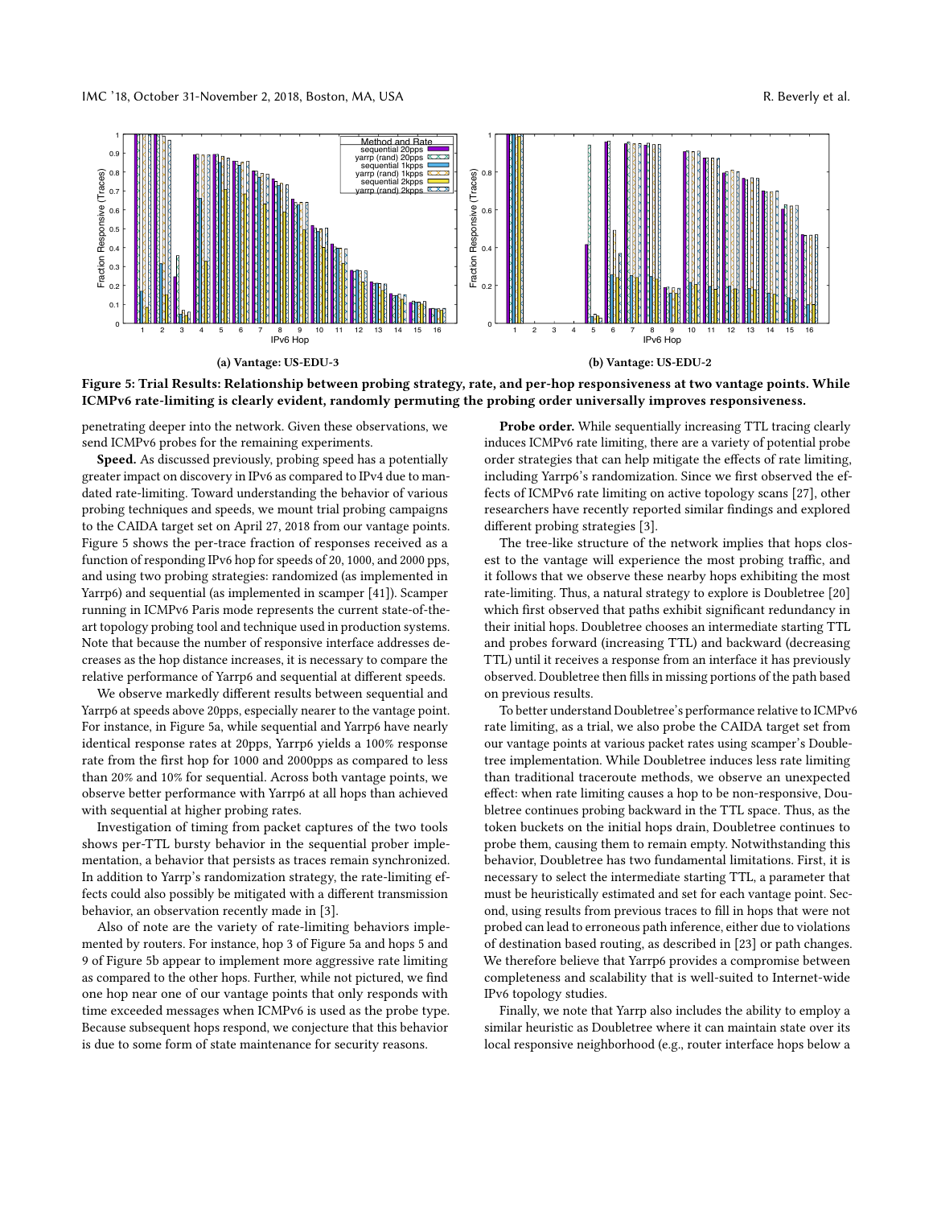(a) Vantage: US-EDU-3

(b) Vantage: US-EDU-2

**Figure 5: Trial Results: Relationship between probing strategy, rate, and per-hop responsiveness at two vantage points. While ICMPv6 rate-limiting is clearly evident, randomly permuting the probing order universally improves responsiveness.**

penetrating deeper into the network. Given these observations, we send ICMPv6 probes for the remaining experiments.

**Speed.** As discussed previously, probing speed has a potentially greater impact on discovery in IPv6 as compared to IPv4 due to mandated rate-limiting. Toward understanding the behavior of various probing techniques and speeds, we mount trial probing campaigns to the CAIDA target set on April 27, 2018 from our vantage points. Figure 5 shows the per-trace fraction of responses received as a function of responding IPv6 hop for speeds of 20, 1000, and 2000 pps, and using two probing strategies: randomized (as implemented in Yarrp6) and sequential (as implemented in scamper [41]). Scamper running in ICMPv6 Paris mode represents the current state-of-the-art topology probing tool and technique used in production systems. Note that because the number of responsive interface addresses decreases as the hop distance increases, it is necessary to compare the relative performance of Yarrp6 and sequential at different speeds.

We observe markedly different results between sequential and Yarrp6 at speeds above 20pps, especially nearer to the vantage point. For instance, in Figure 5a, while sequential and Yarrp6 have nearly identical response rates at 20pps, Yarrp6 yields a 100% response rate from the first hop for 1000 and 2000pps as compared to less than 20% and 10% for sequential. Across both vantage points, we observe better performance with Yarrp6 at all hops than achieved with sequential at higher probing rates.

Investigation of timing from packet captures of the two tools shows per-TTL bursty behavior in the sequential prober implementation, a behavior that persists as traces remain synchronized. In addition to Yarrp's randomization strategy, the rate-limiting effects could also possibly be mitigated with a different transmission behavior, an observation recently made in [3].

Also of note are the variety of rate-limiting behaviors implemented by routers. For instance, hop 3 of Figure 5a and hops 5 and 9 of Figure 5b appear to implement more aggressive rate limiting as compared to the other hops. Further, while not pictured, we find one hop near one of our vantage points that only responds with time exceeded messages when ICMPv6 is used as the probe type. Because subsequent hops respond, we conjecture that this behavior is due to some form of state maintenance for security reasons.

**Probe order.** While sequentially increasing TTL tracing clearly induces ICMPv6 rate limiting, there are a variety of potential probe order strategies that can help mitigate the effects of rate limiting, including Yarrp6's randomization. Since we first observed the effects of ICMPv6 rate limiting on active topology scans [27], other researchers have recently reported similar findings and explored different probing strategies [3].

The tree-like structure of the network implies that hops closest to the vantage will experience the most probing traffic, and it follows that we observe these nearby hops exhibiting the most rate-limiting. Thus, a natural strategy to explore is Doubletree [20] which first observed that paths exhibit significant redundancy in their initial hops. Doubletree chooses an intermediate starting TTL and probes forward (increasing TTL) and backward (decreasing TTL) until it receives a response from an interface it has previously observed. Doubletree then fills in missing portions of the path based on previous results.

To better understand Doubletree's performance relative to ICMPv6 rate limiting, as a trial, we also probe the CAIDA target set from our vantage points at various packet rates using scamper's Doubletree implementation. While Doubletree induces less rate limiting than traditional traceroute methods, we observe an unexpected effect: when rate limiting causes a hop to be non-responsive, Doubletree continues probing backward in the TTL space. Thus, as the token buckets on the initial hops drain, Doubletree continues to probe them, causing them to remain empty. Notwithstanding this behavior, Doubletree has two fundamental limitations. First, it is necessary to select the intermediate starting TTL, a parameter that must be heuristically estimated and set for each vantage point. Second, using results from previous traces to fill in hops that were not probed can lead to erroneous path inference, either due to violations of destination based routing, as described in [23] or path changes. We therefore believe that Yarrp6 provides a compromise between completeness and scalability that is well-suited to Internet-wide IPv6 topology studies.

Finally, we note that Yarrp also includes the ability to employ a similar heuristic as Doubletree where it can maintain state over its local responsive neighborhood (e.g., router interface hops below a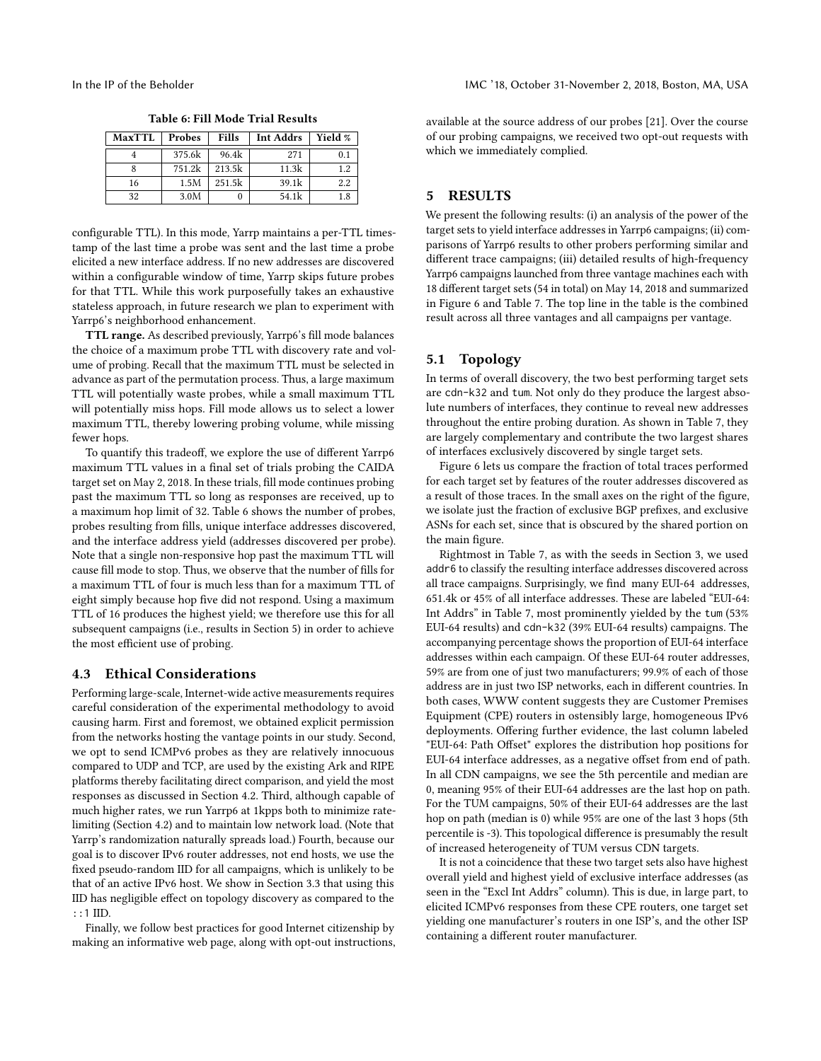**Table 6: Fill Mode Trial Results**

| MaxTTL | Probes | Fills | Int Addrs | Yield % |
|---|---|---|---|---|
| 4 | 375.6k | 96.4k | 271 | 0.1 |
| 8 | 751.2k | 213.5k | 11.3k | 1.2 |
| 16 | 1.5M | 251.5k | 39.1k | 2.2 |
| 32 | 3.0M | 0 | 54.1k | 1.8 |

configurable TTL). In this mode, Yarrp maintains a per-TTL timestamp of the last time a probe was sent and the last time a probe elicited a new interface address. If no new addresses are discovered within a configurable window of time, Yarrp skips future probes for that TTL. While this work purposefully takes an exhaustive stateless approach, in future research we plan to experiment with Yarrp6's neighborhood enhancement.

**TTL range.** As described previously, Yarrp6's fill mode balances the choice of a maximum probe TTL with discovery rate and volume of probing. Recall that the maximum TTL must be selected in advance as part of the permutation process. Thus, a large maximum TTL will potentially waste probes, while a small maximum TTL will potentially miss hops. Fill mode allows us to select a lower maximum TTL, thereby lowering probing volume, while missing fewer hops.

To quantify this tradeoff, we explore the use of different Yarrp6 maximum TTL values in a final set of trials probing the CAIDA target set on May 2, 2018. In these trials, fill mode continues probing past the maximum TTL so long as responses are received, up to a maximum hop limit of 32. Table 6 shows the number of probes, probes resulting from fills, unique interface addresses discovered, and the interface address yield (addresses discovered per probe). Note that a single non-responsive hop past the maximum TTL will cause fill mode to stop. Thus, we observe that the number of fills for a maximum TTL of four is much less than for a maximum TTL of eight simply because hop five did not respond. Using a maximum TTL of 16 produces the highest yield; we therefore use this for all subsequent campaigns (i.e., results in Section 5) in order to achieve the most efficient use of probing.

### 4.3 Ethical Considerations

Performing large-scale, Internet-wide active measurements requires careful consideration of the experimental methodology to avoid causing harm. First and foremost, we obtained explicit permission from the networks hosting the vantage points in our study. Second, we opt to send ICMPv6 probes as they are relatively innocuous compared to UDP and TCP, are used by the existing Ark and RIPE platforms thereby facilitating direct comparison, and yield the most responses as discussed in Section 4.2. Third, although capable of much higher rates, we run Yarrp6 at 1kpps both to minimize rate-limiting (Section 4.2) and to maintain low network load. (Note that Yarrp's randomization naturally spreads load.) Fourth, because our goal is to discover IPv6 router addresses, not end hosts, we use the fixed pseudo-random IID for all campaigns, which is unlikely to be that of an active IPv6 host. We show in Section 3.3 that using this IID has negligible effect on topology discovery as compared to the `::1` IID.

Finally, we follow best practices for good Internet citizenship by making an informative web page, along with opt-out instructions, available at the source address of our probes [21]. Over the course of our probing campaigns, we received two opt-out requests with which we immediately complied.

## 5 RESULTS

We present the following results: (i) an analysis of the power of the target sets to yield interface addresses in Yarrp6 campaigns; (ii) comparisons of Yarrp6 results to other probers performing similar and different trace campaigns; (iii) detailed results of high-frequency Yarrp6 campaigns launched from three vantage machines each with 18 different target sets (54 in total) on May 14, 2018 and summarized in Figure 6 and Table 7. The top line in the table is the combined result across all three vantages and all campaigns per vantage.

### 5.1 Topology

In terms of overall discovery, the two best performing target sets are `cdn-k32` and `tum`. Not only do they produce the largest absolute numbers of interfaces, they continue to reveal new addresses throughout the entire probing duration. As shown in Table 7, they are largely complementary and contribute the two largest shares of interfaces exclusively discovered by single target sets.

Figure 6 lets us compare the fraction of total traces performed for each target set by features of the router addresses discovered as a result of those traces. In the small axes on the right of the figure, we isolate just the fraction of exclusive BGP prefixes, and exclusive ASNs for each set, since that is obscured by the shared portion on the main figure.

Rightmost in Table 7, as with the seeds in Section 3, we used `addr6` to classify the resulting interface addresses discovered across all trace campaigns. Surprisingly, we find many EUI-64 addresses, 651.4k or 45% of all interface addresses. These are labeled "EUI-64: Int Addrs" in Table 7, most prominently yielded by the `tum` (53% EUI-64 results) and `cdn-k32` (39% EUI-64 results) campaigns. The accompanying percentage shows the proportion of EUI-64 interface addresses within each campaign. Of these EUI-64 router addresses, 59% are from one of just two manufacturers; 99.9% of each of those address are in just two ISP networks, each in different countries. In both cases, WWW content suggests they are Customer Premises Equipment (CPE) routers in ostensibly large, homogeneous IPv6 deployments. Offering further evidence, the last column labeled "EUI-64: Path Offset" explores the distribution hop positions for EUI-64 interface addresses, as a negative offset from end of path. In all CDN campaigns, we see the 5th percentile and median are 0, meaning 95% of their EUI-64 addresses are the last hop on path. For the TUM campaigns, 50% of their EUI-64 addresses are the last hop on path (median is 0) while 95% are one of the last 3 hops (5th percentile is -3). This topological difference is presumably the result of increased heterogeneity of TUM versus CDN targets.

It is not a coincidence that these two target sets also have highest overall yield and highest yield of exclusive interface addresses (as seen in the "Excl Int Addrs" column). This is due, in large part, to elicited ICMPv6 responses from these CPE routers, one target set yielding one manufacturer's routers in one ISP's, and the other ISP containing a different router manufacturer.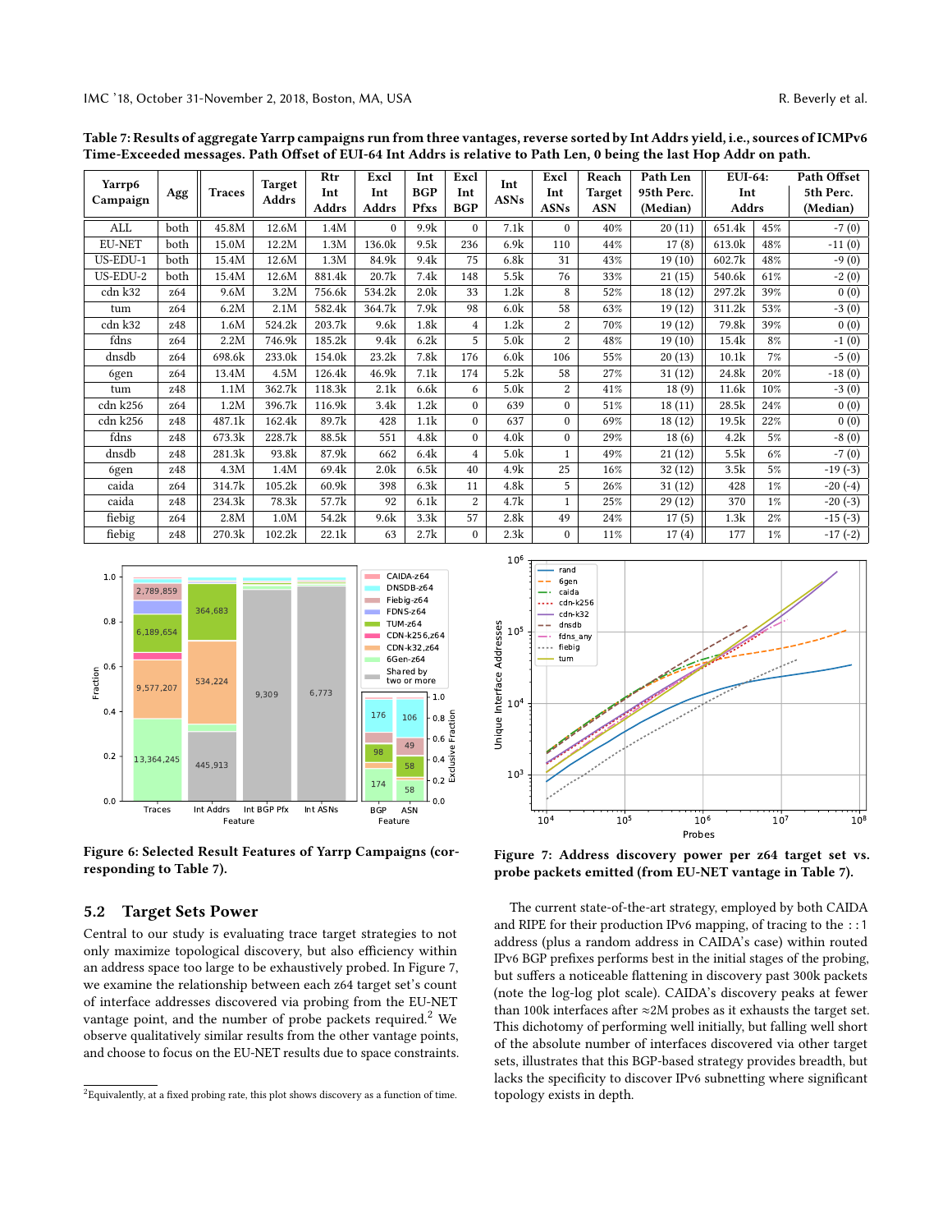Table 7: Results of aggregate Yarrp campaigns run from three vantages, reverse sorted by Int Addrs yield, i.e., sources of ICMPv6 Time-Exceeded messages. Path Offset of EUI-64 Int Addrs is relative to Path Len, 0 being the last Hop Addr on path.

| Yarrp6 Campaign | Agg | Traces | Target Addrs | Rtr Int Addrs | Excl Int Addrs | Int BGP Pfxs | Excl Int BGP | Int ASNs | Excl Int ASNs | Reach Target ASN | Path Len 95th Perc. (Median) | EUI-64: Int Addrs | | Path Offset 5th Perc. (Median) |
|---|---|---|---|---|---|---|---|---|---|---|---|---|---|---|
| ALL | both | 45.8M | 12.6M | 1.4M | 0 | 9.9k | 0 | 7.1k | 0 | 40% | 20 (11) | 651.4k | 45% | -7 (0) |
| EU-NET | both | 15.0M | 12.2M | 1.3M | 136.0k | 9.5k | 236 | 6.9k | 110 | 44% | 17 (8) | 613.0k | 48% | -11 (0) |
| US-EDU-1 | both | 15.4M | 12.6M | 1.3M | 84.9k | 9.4k | 75 | 6.8k | 31 | 43% | 19 (10) | 602.7k | 48% | -9 (0) |
| US-EDU-2 | both | 15.4M | 12.6M | 881.4k | 20.7k | 7.4k | 148 | 5.5k | 76 | 33% | 21 (15) | 540.6k | 61% | -2 (0) |
| cdn k32 | z64 | 9.6M | 3.2M | 756.6k | 534.2k | 2.0k | 33 | 1.2k | 8 | 52% | 18 (12) | 297.2k | 39% | 0 (0) |
| tum | z64 | 6.2M | 2.1M | 582.4k | 364.7k | 7.9k | 98 | 6.0k | 58 | 63% | 19 (12) | 311.2k | 53% | -3 (0) |
| cdn k32 | z48 | 1.6M | 524.2k | 203.7k | 9.6k | 1.8k | 4 | 1.2k | 2 | 70% | 19 (12) | 79.8k | 39% | 0 (0) |
| fdns | z64 | 2.2M | 746.9k | 185.2k | 9.4k | 6.2k | 5 | 5.0k | 2 | 48% | 19 (10) | 15.4k | 8% | -1 (0) |
| dnsdb | z64 | 698.6k | 233.0k | 154.0k | 23.2k | 7.8k | 176 | 6.0k | 106 | 55% | 20 (13) | 10.1k | 7% | -5 (0) |
| 6gen | z64 | 13.4M | 4.5M | 126.4k | 46.9k | 7.1k | 174 | 5.2k | 58 | 27% | 31 (12) | 24.8k | 20% | -18 (0) |
| tum | z48 | 1.1M | 362.7k | 118.3k | 2.1k | 6.6k | 6 | 5.0k | 2 | 41% | 18 (9) | 11.6k | 10% | -3 (0) |
| cdn k256 | z64 | 1.2M | 396.7k | 116.9k | 3.4k | 1.2k | 0 | 639 | 0 | 51% | 18 (11) | 28.5k | 24% | 0 (0) |
| cdn k256 | z48 | 487.1k | 162.4k | 89.7k | 428 | 1.1k | 0 | 637 | 0 | 69% | 18 (12) | 19.5k | 22% | 0 (0) |
| fdns | z48 | 673.3k | 228.7k | 88.5k | 551 | 4.8k | 0 | 4.0k | 0 | 29% | 18 (6) | 4.2k | 5% | -8 (0) |
| dnsdb | z48 | 281.3k | 93.8k | 87.9k | 662 | 6.4k | 4 | 5.0k | 1 | 49% | 21 (12) | 5.5k | 6% | -7 (0) |
| 6gen | z48 | 4.3M | 1.4M | 69.4k | 2.0k | 6.5k | 40 | 4.9k | 25 | 16% | 32 (12) | 3.5k | 5% | -19 (-3) |
| caida | z64 | 314.7k | 105.2k | 60.9k | 398 | 6.3k | 11 | 4.8k | 5 | 26% | 31 (12) | 428 | 1% | -20 (-4) |
| caida | z48 | 234.3k | 78.3k | 57.7k | 92 | 6.1k | 2 | 4.7k | 1 | 25% | 29 (12) | 370 | 1% | -20 (-3) |
| fiebig | z64 | 2.8M | 1.0M | 54.2k | 9.6k | 3.3k | 57 | 2.8k | 49 | 24% | 17 (5) | 1.3k | 2% | -15 (-3) |
| fiebig | z48 | 270.3k | 102.2k | 22.1k | 63 | 2.7k | 0 | 2.3k | 0 | 11% | 17 (4) | 177 | 1% | -17 (-2) |

Figure 6: Selected Result Features of Yarrp Campaigns (corresponding to Table 7).

Figure 7: Address discovery power per z64 target set vs. probe packets emitted (from EU-NET vantage in Table 7).

## 5.2 Target Sets Power

Central to our study is evaluating trace target strategies to not only maximize topological discovery, but also efficiency within an address space too large to be exhaustively probed. In Figure 7, we examine the relationship between each z64 target set's count of interface addresses discovered via probing from the EU-NET vantage point, and the number of probe packets required.[2] We observe qualitatively similar results from the other vantage points, and choose to focus on the EU-NET results due to space constraints.

The current state-of-the-art strategy, employed by both CAIDA and RIPE for their production IPv6 mapping, of tracing to the ::1 address (plus a random address in CAIDA's case) within routed IPv6 BGP prefixes performs best in the initial stages of the probing, but suffers a noticeable flattening in discovery past 300k packets (note the log-log plot scale). CAIDA's discovery peaks at fewer than 100k interfaces after ≈2M probes as it exhausts the target set. This dichotomy of performing well initially, but falling well short of the absolute number of interfaces discovered via other target sets, illustrates that this BGP-based strategy provides breadth, but lacks the specificity to discover IPv6 subnetting where significant topology exists in depth.

[2] Equivalently, at a fixed probing rate, this plot shows discovery as a function of time.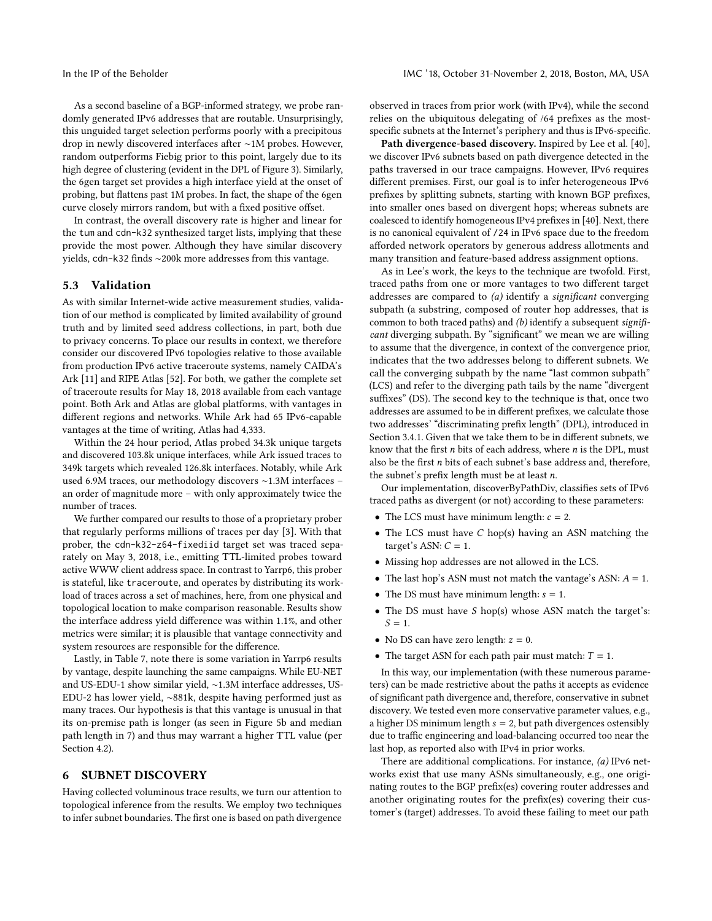As a second baseline of a BGP-informed strategy, we probe randomly generated IPv6 addresses that are routable. Unsurprisingly, this unguided target selection performs poorly with a precipitous drop in newly discovered interfaces after ∼1M probes. However, random outperforms Fiebig prior to this point, largely due to its high degree of clustering (evident in the DPL of Figure 3). Similarly, the 6gen target set provides a high interface yield at the onset of probing, but flattens past 1M probes. In fact, the shape of the 6gen curve closely mirrors random, but with a fixed positive offset.

In contrast, the overall discovery rate is higher and linear for the tum and cdn-k32 synthesized target lists, implying that these provide the most power. Although they have similar discovery yields, cdn-k32 finds ∼200k more addresses from this vantage.

## 5.3 Validation

As with similar Internet-wide active measurement studies, validation of our method is complicated by limited availability of ground truth and by limited seed address collections, in part, both due to privacy concerns. To place our results in context, we therefore consider our discovered IPv6 topologies relative to those available from production IPv6 active traceroute systems, namely CAIDA's Ark [11] and RIPE Atlas [52]. For both, we gather the complete set of traceroute results for May 18, 2018 available from each vantage point. Both Ark and Atlas are global platforms, with vantages in different regions and networks. While Ark had 65 IPv6-capable vantages at the time of writing, Atlas had 4,333.

Within the 24 hour period, Atlas probed 34.3k unique targets and discovered 103.8k unique interfaces, while Ark issued traces to 349k targets which revealed 126.8k interfaces. Notably, while Ark used 6.9M traces, our methodology discovers ∼1.3M interfaces – an order of magnitude more – with only approximately twice the number of traces.

We further compared our results to those of a proprietary prober that regularly performs millions of traces per day [3]. With that prober, the cdn-k32-z64-fixediid target set was traced separately on May 3, 2018, i.e., emitting TTL-limited probes toward active WWW client address space. In contrast to Yarrp6, this prober is stateful, like traceroute, and operates by distributing its workload of traces across a set of machines, here, from one physical and topological location to make comparison reasonable. Results show the interface address yield difference was within 1.1%, and other metrics were similar; it is plausible that vantage connectivity and system resources are responsible for the difference.

Lastly, in Table 7, note there is some variation in Yarrp6 results by vantage, despite launching the same campaigns. While EU-NET and US-EDU-1 show similar yield, ∼1.3M interface addresses, US-EDU-2 has lower yield, ∼881k, despite having performed just as many traces. Our hypothesis is that this vantage is unusual in that its on-premise path is longer (as seen in Figure 5b and median path length in 7) and thus may warrant a higher TTL value (per Section 4.2).

# 6 SUBNET DISCOVERY

Having collected voluminous trace results, we turn our attention to topological inference from the results. We employ two techniques to infer subnet boundaries. The first one is based on path divergence observed in traces from prior work (with IPv4), while the second relies on the ubiquitous delegating of /64 prefixes as the most-specific subnets at the Internet's periphery and thus is IPv6-specific.

**Path divergence-based discovery.** Inspired by Lee et al. [40], we discover IPv6 subnets based on path divergence detected in the paths traversed in our trace campaigns. However, IPv6 requires different premises. First, our goal is to infer heterogeneous IPv6 prefixes by splitting subnets, starting with known BGP prefixes, into smaller ones based on divergent hops; whereas subnets are coalesced to identify homogeneous IPv4 prefixes in [40]. Next, there is no canonical equivalent of /24 in IPv6 space due to the freedom afforded network operators by generous address allotments and many transition and feature-based address assignment options.

As in Lee's work, the keys to the technique are twofold. First, traced paths from one or more vantages to two different target addresses are compared to *(a)* identify a *significant* converging subpath (a substring, composed of router hop addresses, that is common to both traced paths) and *(b)* identify a subsequent *significant* diverging subpath. By "significant" we mean we are willing to assume that the divergence, in context of the convergence prior, indicates that the two addresses belong to different subnets. We call the converging subpath by the name "last common subpath" (LCS) and refer to the diverging path tails by the name "divergent suffixes" (DS). The second key to the technique is that, once two addresses are assumed to be in different prefixes, we calculate those two addresses' "discriminating prefix length" (DPL), introduced in Section 3.4.1. Given that we take them to be in different subnets, we know that the first $n$ bits of each address, where $n$ is the DPL, must also be the first $n$ bits of each subnet's base address and, therefore, the subnet's prefix length must be at least $n$.

Our implementation, discoverByPathDiv, classifies sets of IPv6 traced paths as divergent (or not) according to these parameters:

- The LCS must have minimum length: $c = 2$.
- The LCS must have $C$ hop(s) having an ASN matching the target's ASN: $C = 1$.
- Missing hop addresses are not allowed in the LCS.
- The last hop's ASN must not match the vantage's ASN: $A = 1$.
- The DS must have minimum length: $s = 1$.
- The DS must have $S$ hop(s) whose ASN match the target's: $S = 1$.
- No DS can have zero length: $z = 0$.
- The target ASN for each path pair must match: $T = 1$.

In this way, our implementation (with these numerous parameters) can be made restrictive about the paths it accepts as evidence of significant path divergence and, therefore, conservative in subnet discovery. We tested even more conservative parameter values, e.g., a higher DS minimum length $s = 2$, but path divergences ostensibly due to traffic engineering and load-balancing occurred too near the last hop, as reported also with IPv4 in prior works.

There are additional complications. For instance, *(a)* IPv6 networks exist that use many ASNs simultaneously, e.g., one originating routes to the BGP prefix(es) covering router addresses and another originating routes for the prefix(es) covering their customer's (target) addresses. To avoid these failing to meet our path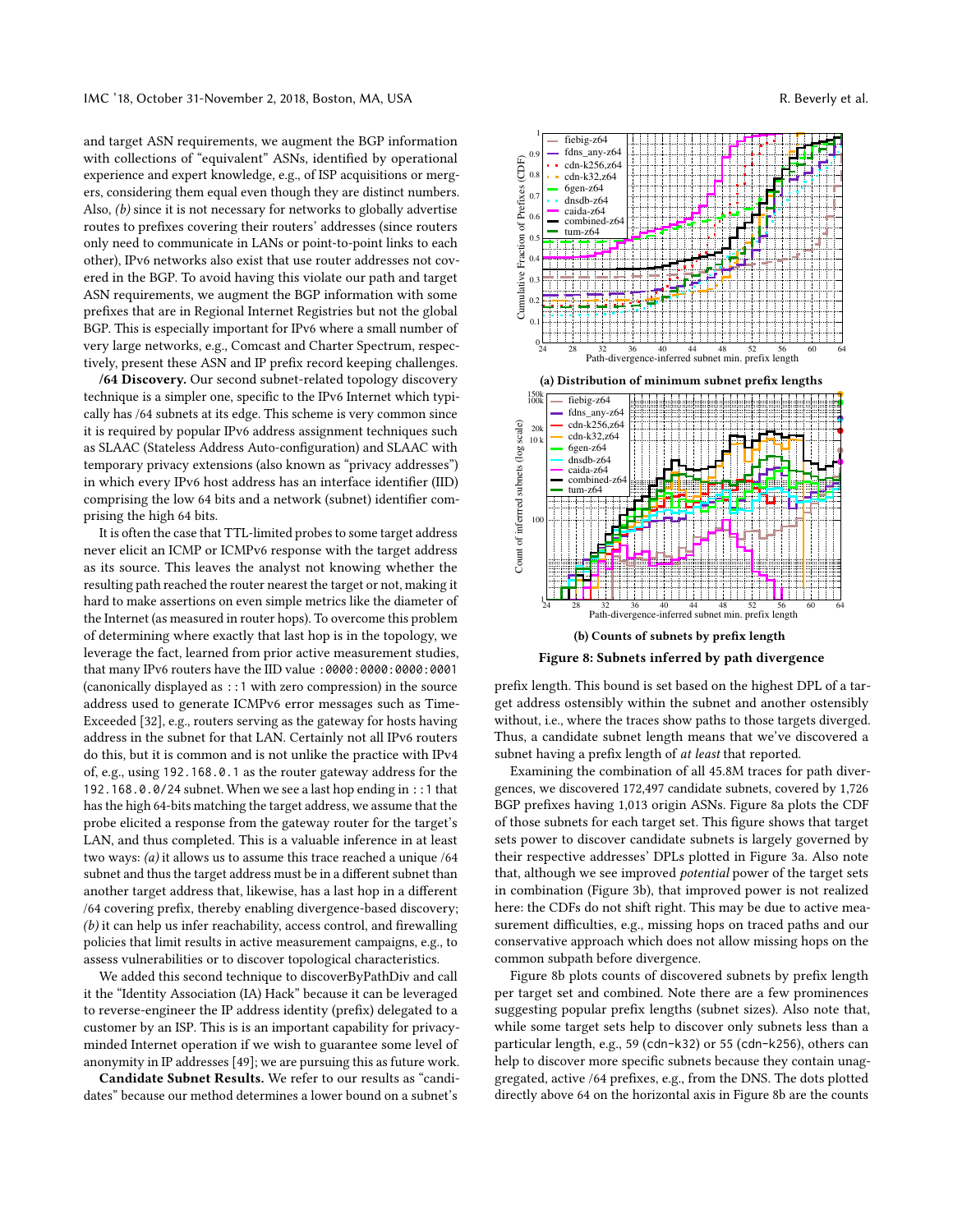and target ASN requirements, we augment the BGP information with collections of "equivalent" ASNs, identified by operational experience and expert knowledge, e.g., of ISP acquisitions or mergers, considering them equal even though they are distinct numbers. Also, *(b)* since it is not necessary for networks to globally advertise routes to prefixes covering their routers' addresses (since routers only need to communicate in LANs or point-to-point links to each other), IPv6 networks also exist that use router addresses not covered in the BGP. To avoid having this violate our path and target ASN requirements, we augment the BGP information with some prefixes that are in Regional Internet Registries but not the global BGP. This is especially important for IPv6 where a small number of very large networks, e.g., Comcast and Charter Spectrum, respectively, present these ASN and IP prefix record keeping challenges.

**/64 Discovery.** Our second subnet-related topology discovery technique is a simpler one, specific to the IPv6 Internet which typically has /64 subnets at its edge. This scheme is very common since it is required by popular IPv6 address assignment techniques such as SLAAC (Stateless Address Auto-configuration) and SLAAC with temporary privacy extensions (also known as "privacy addresses") in which every IPv6 host address has an interface identifier (IID) comprising the low 64 bits and a network (subnet) identifier comprising the high 64 bits.

It is often the case that TTL-limited probes to some target address never elicit an ICMP or ICMPv6 response with the target address as its source. This leaves the analyst not knowing whether the resulting path reached the router nearest the target or not, making it hard to make assertions on even simple metrics like the diameter of the Internet (as measured in router hops). To overcome this problem of determining where exactly that last hop is in the topology, we leverage the fact, learned from prior active measurement studies, that many IPv6 routers have the IID value `:0000:0000:0000:0001` (canonically displayed as `::1` with zero compression) in the source address used to generate ICMPv6 error messages such as Time-Exceeded [32], e.g., routers serving as the gateway for hosts having address in the subnet for that LAN. Certainly not all IPv6 routers do this, but it is common and is not unlike the practice with IPv4 of, e.g., using `192.168.0.1` as the router gateway address for the `192.168.0.0/24` subnet. When we see a last hop ending in `::1` that has the high 64-bits matching the target address, we assume that the probe elicited a response from the gateway router for the target's LAN, and thus completed. This is a valuable inference in at least two ways: *(a)* it allows us to assume this trace reached a unique /64 subnet and thus the target address must be in a different subnet than another target address that, likewise, has a last hop in a different /64 covering prefix, thereby enabling divergence-based discovery; *(b)* it can help us infer reachability, access control, and firewalling policies that limit results in active measurement campaigns, e.g., to assess vulnerabilities or to discover topological characteristics.

We added this second technique to discoverByPathDiv and call it the "Identity Association (IA) Hack" because it can be leveraged to reverse-engineer the IP address identity (prefix) delegated to a customer by an ISP. This is is an important capability for privacy-minded Internet operation if we wish to guarantee some level of anonymity in IP addresses [49]; we are pursuing this as future work.

**Candidate Subnet Results.** We refer to our results as "candidates" because our method determines a lower bound on a subnet's prefix length. This bound is set based on the highest DPL of a target address ostensibly within the subnet and another ostensibly without, i.e., where the traces show paths to those targets diverged. Thus, a candidate subnet length means that we've discovered a subnet having a prefix length of *at least* that reported.

(a) Distribution of minimum subnet prefix lengths

(b) Counts of subnets by prefix length

**Figure 8: Subnets inferred by path divergence**

Examining the combination of all 45.8M traces for path divergences, we discovered 172,497 candidate subnets, covered by 1,726 BGP prefixes having 1,013 origin ASNs. Figure 8a plots the CDF of those subnets for each target set. This figure shows that target sets power to discover candidate subnets is largely governed by their respective addresses' DPLs plotted in Figure 3a. Also note that, although we see improved *potential* power of the target sets in combination (Figure 3b), that improved power is not realized here: the CDFs do not shift right. This may be due to active measurement difficulties, e.g., missing hops on traced paths and our conservative approach which does not allow missing hops on the common subpath before divergence.

Figure 8b plots counts of discovered subnets by prefix length per target set and combined. Note there are a few prominences suggesting popular prefix lengths (subnet sizes). Also note that, while some target sets help to discover only subnets less than a particular length, e.g., 59 (`cdn-k32`) or 55 (`cdn-k256`), others can help to discover more specific subnets because they contain unaggregated, active /64 prefixes, e.g., from the DNS. The dots plotted directly above 64 on the horizontal axis in Figure 8b are the counts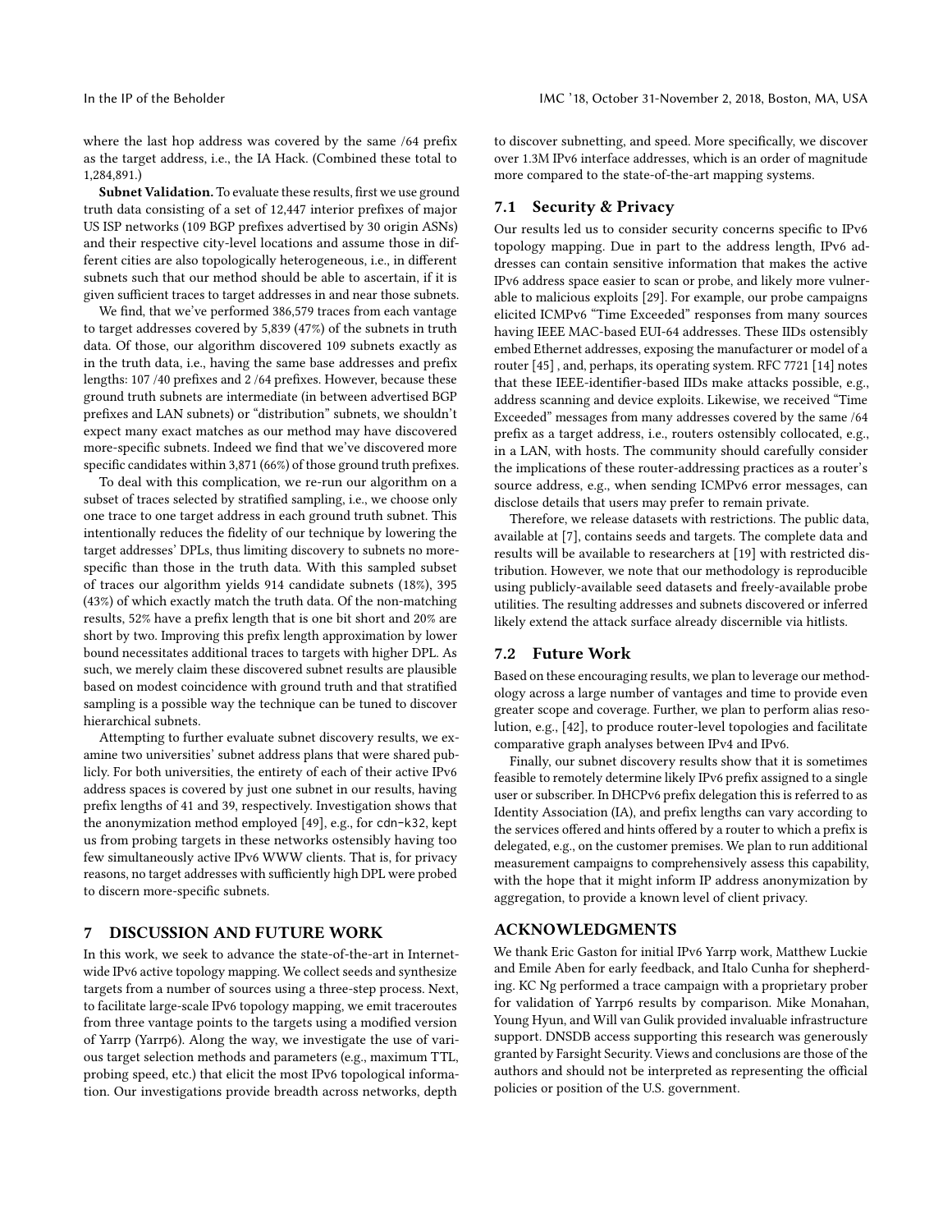where the last hop address was covered by the same /64 prefix as the target address, i.e., the IA Hack. (Combined these total to 1,284,891.)

**Subnet Validation.** To evaluate these results, first we use ground truth data consisting of a set of 12,447 interior prefixes of major US ISP networks (109 BGP prefixes advertised by 30 origin ASNs) and their respective city-level locations and assume those in different cities are also topologically heterogeneous, i.e., in different subnets such that our method should be able to ascertain, if it is given sufficient traces to target addresses in and near those subnets.

We find, that we've performed 386,579 traces from each vantage to target addresses covered by 5,839 (47%) of the subnets in truth data. Of those, our algorithm discovered 109 subnets exactly as in the truth data, i.e., having the same base addresses and prefix lengths: 107 /40 prefixes and 2 /64 prefixes. However, because these ground truth subnets are intermediate (in between advertised BGP prefixes and LAN subnets) or "distribution" subnets, we shouldn't expect many exact matches as our method may have discovered more-specific subnets. Indeed we find that we've discovered more specific candidates within 3,871 (66%) of those ground truth prefixes.

To deal with this complication, we re-run our algorithm on a subset of traces selected by stratified sampling, i.e., we choose only one trace to one target address in each ground truth subnet. This intentionally reduces the fidelity of our technique by lowering the target addresses' DPLs, thus limiting discovery to subnets no more-specific than those in the truth data. With this sampled subset of traces our algorithm yields 914 candidate subnets (18%), 395 (43%) of which exactly match the truth data. Of the non-matching results, 52% have a prefix length that is one bit short and 20% are short by two. Improving this prefix length approximation by lower bound necessitates additional traces to targets with higher DPL. As such, we merely claim these discovered subnet results are plausible based on modest coincidence with ground truth and that stratified sampling is a possible way the technique can be tuned to discover hierarchical subnets.

Attempting to further evaluate subnet discovery results, we examine two universities' subnet address plans that were shared publicly. For both universities, the entirety of each of their active IPv6 address spaces is covered by just one subnet in our results, having prefix lengths of 41 and 39, respectively. Investigation shows that the anonymization method employed [49], e.g., for `cdn-k32`, kept us from probing targets in these networks ostensibly having too few simultaneously active IPv6 WWW clients. That is, for privacy reasons, no target addresses with sufficiently high DPL were probed to discern more-specific subnets.

## 7 DISCUSSION AND FUTURE WORK

In this work, we seek to advance the state-of-the-art in Internet-wide IPv6 active topology mapping. We collect seeds and synthesize targets from a number of sources using a three-step process. Next, to facilitate large-scale IPv6 topology mapping, we emit traceroutes from three vantage points to the targets using a modified version of Yarrp (Yarrp6). Along the way, we investigate the use of various target selection methods and parameters (e.g., maximum TTL, probing speed, etc.) that elicit the most IPv6 topological information. Our investigations provide breadth across networks, depth to discover subnetting, and speed. More specifically, we discover over 1.3M IPv6 interface addresses, which is an order of magnitude more compared to the state-of-the-art mapping systems.

### 7.1 Security & Privacy

Our results led us to consider security concerns specific to IPv6 topology mapping. Due in part to the address length, IPv6 addresses can contain sensitive information that makes the active IPv6 address space easier to scan or probe, and likely more vulnerable to malicious exploits [29]. For example, our probe campaigns elicited ICMPv6 "Time Exceeded" responses from many sources having IEEE MAC-based EUI-64 addresses. These IIDs ostensibly embed Ethernet addresses, exposing the manufacturer or model of a router [45] , and, perhaps, its operating system. RFC 7721 [14] notes that these IEEE-identifier-based IIDs make attacks possible, e.g., address scanning and device exploits. Likewise, we received "Time Exceeded" messages from many addresses covered by the same /64 prefix as a target address, i.e., routers ostensibly collocated, e.g., in a LAN, with hosts. The community should carefully consider the implications of these router-addressing practices as a router's source address, e.g., when sending ICMPv6 error messages, can disclose details that users may prefer to remain private.

Therefore, we release datasets with restrictions. The public data, available at [7], contains seeds and targets. The complete data and results will be available to researchers at [19] with restricted distribution. However, we note that our methodology is reproducible using publicly-available seed datasets and freely-available probe utilities. The resulting addresses and subnets discovered or inferred likely extend the attack surface already discernible via hitlists.

### 7.2 Future Work

Based on these encouraging results, we plan to leverage our methodology across a large number of vantages and time to provide even greater scope and coverage. Further, we plan to perform alias resolution, e.g., [42], to produce router-level topologies and facilitate comparative graph analyses between IPv4 and IPv6.

Finally, our subnet discovery results show that it is sometimes feasible to remotely determine likely IPv6 prefix assigned to a single user or subscriber. In DHCPv6 prefix delegation this is referred to as Identity Association (IA), and prefix lengths can vary according to the services offered and hints offered by a router to which a prefix is delegated, e.g., on the customer premises. We plan to run additional measurement campaigns to comprehensively assess this capability, with the hope that it might inform IP address anonymization by aggregation, to provide a known level of client privacy.

## ACKNOWLEDGMENTS

We thank Eric Gaston for initial IPv6 Yarrp work, Matthew Luckie and Emile Aben for early feedback, and Italo Cunha for shepherding. KC Ng performed a trace campaign with a proprietary prober for validation of Yarrp6 results by comparison. Mike Monahan, Young Hyun, and Will van Gulik provided invaluable infrastructure support. DNSDB access supporting this research was generously granted by Farsight Security. Views and conclusions are those of the authors and should not be interpreted as representing the official policies or position of the U.S. government.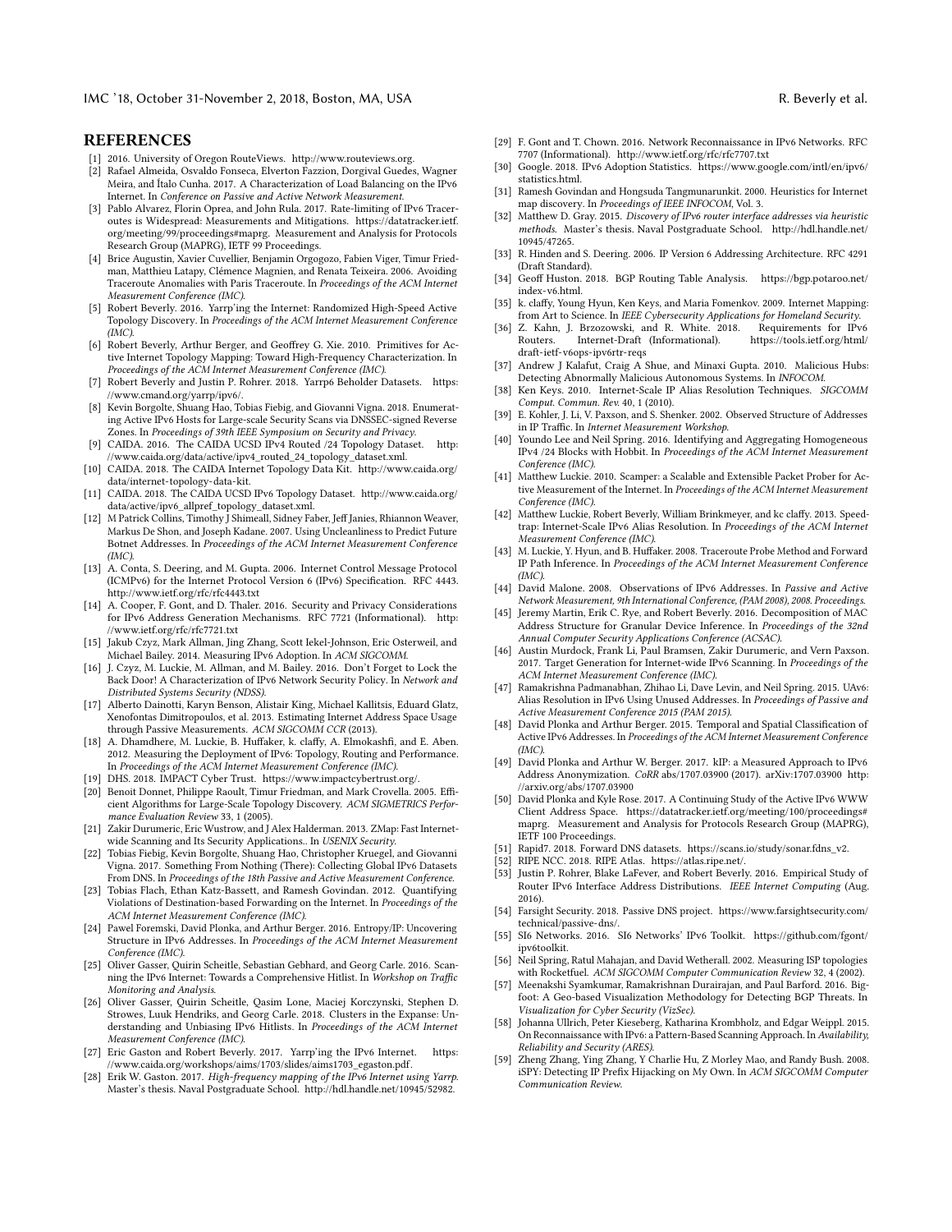# REFERENCES

[1] 2016. University of Oregon RouteViews. http://www.routeviews.org.

[2] Rafael Almeida, Osvaldo Fonseca, Elverton Fazzion, Dorgival Guedes, Wagner Meira, and Ítalo Cunha. 2017. A Characterization of Load Balancing on the IPv6 Internet. In *Conference on Passive and Active Network Measurement*.

[3] Pablo Alvarez, Florin Oprea, and John Rula. 2017. Rate-limiting of IPv6 Traceroutes is Widespread: Measurements and Mitigations. https://datatracker.ietf.org/meeting/99/proceedings#maprg. Measurement and Analysis for Protocols Research Group (MAPRG), IETF 99 Proceedings.

[4] Brice Augustin, Xavier Cuvellier, Benjamin Orgogozo, Fabien Viger, Timur Friedman, Matthieu Latapy, Clémence Magnien, and Renata Teixeira. 2006. Avoiding Traceroute Anomalies with Paris Traceroute. In *Proceedings of the ACM Internet Measurement Conference (IMC)*.

[5] Robert Beverly. 2016. Yarrp'ing the Internet: Randomized High-Speed Active Topology Discovery. In *Proceedings of the ACM Internet Measurement Conference (IMC)*.

[6] Robert Beverly, Arthur Berger, and Geoffrey G. Xie. 2010. Primitives for Active Internet Topology Mapping: Toward High-Frequency Characterization. In *Proceedings of the ACM Internet Measurement Conference (IMC)*.

[7] Robert Beverly and Justin P. Rohrer. 2018. Yarrp6 Beholder Datasets. https://www.cmand.org/yarrp/ipv6/.

[8] Kevin Borgolte, Shuang Hao, Tobias Fiebig, and Giovanni Vigna. 2018. Enumerating Active IPv6 Hosts for Large-scale Security Scans via DNSSEC-signed Reverse Zones. In *Proceedings of 39th IEEE Symposium on Security and Privacy*.

[9] CAIDA. 2016. The CAIDA UCSD IPv4 Routed /24 Topology Dataset. http://www.caida.org/data/active/ipv4_routed_24_topology_dataset.xml.

[10] CAIDA. 2018. The CAIDA Internet Topology Data Kit. http://www.caida.org/data/internet-topology-data-kit.

[11] CAIDA. 2018. The CAIDA UCSD IPv6 Topology Dataset. http://www.caida.org/data/active/ipv6_allpref_topology_dataset.xml.

[12] M Patrick Collins, Timothy J Shimeall, Sidney Faber, Jeff Janies, Rhiannon Weaver, Markus De Shon, and Joseph Kadane. 2007. Using Uncleanliness to Predict Future Botnet Addresses. In *Proceedings of the ACM Internet Measurement Conference (IMC)*.

[13] A. Conta, S. Deering, and M. Gupta. 2006. Internet Control Message Protocol (ICMPv6) for the Internet Protocol Version 6 (IPv6) Specification. RFC 4443. http://www.ietf.org/rfc/rfc4443.txt

[14] A. Cooper, F. Gont, and D. Thaler. 2016. Security and Privacy Considerations for IPv6 Address Generation Mechanisms. RFC 7721 (Informational). http://www.ietf.org/rfc/rfc7721.txt

[15] Jakub Czyz, Mark Allman, Jing Zhang, Scott Iekel-Johnson, Eric Osterweil, and Michael Bailey. 2014. Measuring IPv6 Adoption. In *ACM SIGCOMM*.

[16] J. Czyz, M. Luckie, M. Allman, and M. Bailey. 2016. Don't Forget to Lock the Back Door! A Characterization of IPv6 Network Security Policy. In *Network and Distributed Systems Security (NDSS)*.

[17] Alberto Dainotti, Karyn Benson, Alistair King, Michael Kallitsis, Eduard Glatz, Xenofontas Dimitropoulos, et al. 2013. Estimating Internet Address Space Usage through Passive Measurements. *ACM SIGCOMM CCR* (2013).

[18] A. Dhamdhere, M. Luckie, B. Huffaker, k. claffy, A. Elmokashfi, and E. Aben. 2012. Measuring the Deployment of IPv6: Topology, Routing and Performance. In *Proceedings of the ACM Internet Measurement Conference (IMC)*.

[19] DHS. 2018. IMPACT Cyber Trust. https://www.impactcybertrust.org/.

[20] Benoit Donnet, Philippe Raoult, Timur Friedman, and Mark Crovella. 2005. Efficient Algorithms for Large-Scale Topology Discovery. *ACM SIGMETRICS Performance Evaluation Review* 33, 1 (2005).

[21] Zakir Durumeric, Eric Wustrow, and J Alex Halderman. 2013. ZMap: Fast Internet-wide Scanning and Its Security Applications.. In *USENIX Security*.

[22] Tobias Fiebig, Kevin Borgolte, Shuang Hao, Christopher Kruegel, and Giovanni Vigna. 2017. Something From Nothing (There): Collecting Global IPv6 Datasets From DNS. In *Proceedings of the 18th Passive and Active Measurement Conference*.

[23] Tobias Flach, Ethan Katz-Bassett, and Ramesh Govindan. 2012. Quantifying Violations of Destination-based Forwarding on the Internet. In *Proceedings of the ACM Internet Measurement Conference (IMC)*.

[24] Pawel Foremski, David Plonka, and Arthur Berger. 2016. Entropy/IP: Uncovering Structure in IPv6 Addresses. In *Proceedings of the ACM Internet Measurement Conference (IMC)*.

[25] Oliver Gasser, Quirin Scheitle, Sebastian Gebhard, and Georg Carle. 2016. Scanning the IPv6 Internet: Towards a Comprehensive Hitlist. In *Workshop on Traffic Monitoring and Analysis*.

[26] Oliver Gasser, Quirin Scheitle, Qasim Lone, Maciej Korczynski, Stephen D. Strowes, Luuk Hendriks, and Georg Carle. 2018. Clusters in the Expanse: Understanding and Unbiasing IPv6 Hitlists. In *Proceedings of the ACM Internet Measurement Conference (IMC)*.

[27] Eric Gaston and Robert Beverly. 2017. Yarrp'ing the IPv6 Internet. https://www.caida.org/workshops/aims/1703/slides/aims1703_egaston.pdf.

[28] Erik W. Gaston. 2017. *High-frequency mapping of the IPv6 Internet using Yarrp*. Master's thesis. Naval Postgraduate School. http://hdl.handle.net/10945/52982.

[29] F. Gont and T. Chown. 2016. Network Reconnaissance in IPv6 Networks. RFC 7707 (Informational). http://www.ietf.org/rfc/rfc7707.txt

[30] Google. 2018. IPv6 Adoption Statistics. https://www.google.com/intl/en/ipv6/statistics.html.

[31] Ramesh Govindan and Hongsuda Tangmunarunkit. 2000. Heuristics for Internet map discovery. In *Proceedings of IEEE INFOCOM*, Vol. 3.

[32] Matthew D. Gray. 2015. *Discovery of IPv6 router interface addresses via heuristic methods*. Master's thesis. Naval Postgraduate School. http://hdl.handle.net/10945/47265.

[33] R. Hinden and S. Deering. 2006. IP Version 6 Addressing Architecture. RFC 4291 (Draft Standard).

[34] Geoff Huston. 2018. BGP Routing Table Analysis. https://bgp.potaroo.net/index-v6.html.

[35] k. claffy, Young Hyun, Ken Keys, and Maria Fomenkov. 2009. Internet Mapping: from Art to Science. In *IEEE Cybersecurity Applications for Homeland Security*.

[36] Z. Kahn, J. Brzozowski, and R. White. 2018. Requirements for IPv6 Routers. Internet-Draft (Informational). https://tools.ietf.org/html/draft-ietf-v6ops-ipv6rtr-reqs

[37] Andrew J Kalafut, Craig A Shue, and Minaxi Gupta. 2010. Malicious Hubs: Detecting Abnormally Malicious Autonomous Systems. In *INFOCOM*.

[38] Ken Keys. 2010. Internet-Scale IP Alias Resolution Techniques. *SIGCOMM Comput. Commun. Rev.* 40, 1 (2010).

[39] E. Kohler, J. Li, V. Paxson, and S. Shenker. 2002. Observed Structure of Addresses in IP Traffic. In *Internet Measurement Workshop*.

[40] Youndo Lee and Neil Spring. 2016. Identifying and Aggregating Homogeneous IPv4 /24 Blocks with Hobbit. In *Proceedings of the ACM Internet Measurement Conference (IMC)*.

[41] Matthew Luckie. 2010. Scamper: a Scalable and Extensible Packet Prober for Active Measurement of the Internet. In *Proceedings of the ACM Internet Measurement Conference (IMC)*.

[42] Matthew Luckie, Robert Beverly, William Brinkmeyer, and kc claffy. 2013. Speedtrap: Internet-Scale IPv6 Alias Resolution. In *Proceedings of the ACM Internet Measurement Conference (IMC)*.

[43] M. Luckie, Y. Hyun, and B. Huffaker. 2008. Traceroute Probe Method and Forward IP Path Inference. In *Proceedings of the ACM Internet Measurement Conference (IMC)*.

[44] David Malone. 2008. Observations of IPv6 Addresses. In *Passive and Active Network Measurement, 9th International Conference, (PAM 2008), 2008. Proceedings*.

[45] Jeremy Martin, Erik C. Rye, and Robert Beverly. 2016. Decomposition of MAC Address Structure for Granular Device Inference. In *Proceedings of the 32nd Annual Computer Security Applications Conference (ACSAC)*.

[46] Austin Murdock, Frank Li, Paul Bramsen, Zakir Durumeric, and Vern Paxson. 2017. Target Generation for Internet-wide IPv6 Scanning. In *Proceedings of the ACM Internet Measurement Conference (IMC)*.

[47] Ramakrishna Padmanabhan, Zhihao Li, Dave Levin, and Neil Spring. 2015. UAv6: Alias Resolution in IPv6 Using Unused Addresses. In *Proceedings of Passive and Active Measurement Conference 2015 (PAM 2015)*.

[48] David Plonka and Arthur Berger. 2015. Temporal and Spatial Classification of Active IPv6 Addresses. In *Proceedings of the ACM Internet Measurement Conference (IMC)*.

[49] David Plonka and Arthur W. Berger. 2017. kIP: a Measured Approach to IPv6 Address Anonymization. *CoRR* abs/1707.03900 (2017). arXiv:1707.03900 http://arxiv.org/abs/1707.03900

[50] David Plonka and Kyle Rose. 2017. A Continuing Study of the Active IPv6 WWW Client Address Space. https://datatracker.ietf.org/meeting/100/proceedings#maprg. Measurement and Analysis for Protocols Research Group (MAPRG), IETF 100 Proceedings.

[51] Rapid7. 2018. Forward DNS datasets. https://scans.io/study/sonar.fdns_v2.

[52] RIPE NCC. 2018. RIPE Atlas. https://atlas.ripe.net/.

[53] Justin P. Rohrer, Blake LaFever, and Robert Beverly. 2016. Empirical Study of Router IPv6 Interface Address Distributions. *IEEE Internet Computing* (Aug. 2016).

[54] Farsight Security. 2018. Passive DNS project. https://www.farsightsecurity.com/technical/passive-dns/.

[55] SI6 Networks. 2016. SI6 Networks' IPv6 Toolkit. https://github.com/fgont/ipv6toolkit.

[56] Neil Spring, Ratul Mahajan, and David Wetherall. 2002. Measuring ISP topologies with Rocketfuel. *ACM SIGCOMM Computer Communication Review* 32, 4 (2002).

[57] Meenakshi Syamkumar, Ramakrishnan Durairajan, and Paul Barford. 2016. Bigfoot: A Geo-based Visualization Methodology for Detecting BGP Threats. In *Visualization for Cyber Security (VizSec)*.

[58] Johanna Ullrich, Peter Kieseberg, Katharina Krombholz, and Edgar Weippl. 2015. On Reconnaissance with IPv6: a Pattern-Based Scanning Approach. In *Availability, Reliability and Security (ARES)*.

[59] Zheng Zhang, Ying Zhang, Y Charlie Hu, Z Morley Mao, and Randy Bush. 2008. iSPY: Detecting IP Prefix Hijacking on My Own. In *ACM SIGCOMM Computer Communication Review*.